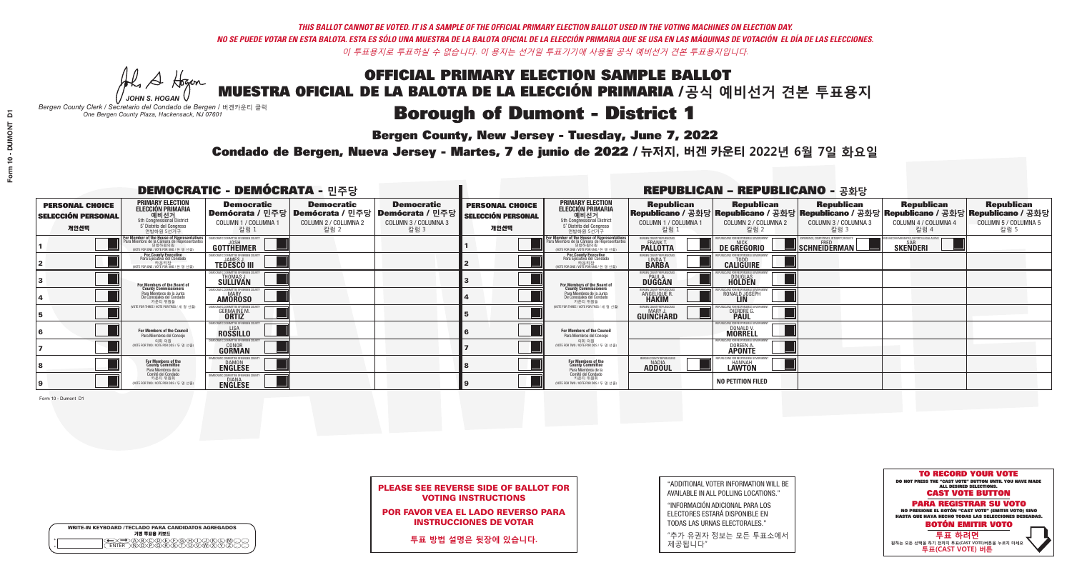*THIS BALLOT CANNOT BE VOTED. IT IS A SAMPLE OF THE OFFICIAL PRIMARY ELECTION BALLOT USED IN THE VOTING MACHINES ON ELECTION DAY.*
*NO SE PUEDE VOTAR EN ESTA BALOTA. ESTA ES SÓLO UNA MUESTRA DE LA BALOTA OFICIAL DE LA ELECCIÓN PRIMARIA QUE SE USA EN LAS MÁQUINAS DE VOTACIÓN EL DÍA DE LAS ELECCIONES.*
*이 투표용지로 투표하실 수 없습니다. 이 용지는 선거일 투표기기에 사용될 공식 예비선거 견본 투표용지입니다.*

JOHN S. HOGAN
*Bergen County Clerk / Secretario del Condado de Bergen / 버겐카운티 클럭*
*One Bergen County Plaza, Hackensack, NJ 07601*

# OFFICIAL PRIMARY ELECTION SAMPLE BALLOT
# MUESTRA OFICIAL DE LA BALOTA DE LA ELECCIÓN PRIMARIA /공식 예비선거 견본 투표용지
# Borough of Dumont - District 1

**Bergen County, New Jersey - Tuesday, June 7, 2022**
**Condado de Bergen, Nueva Jersey - Martes, 7 de junio de 2022 / 뉴저지, 버겐 카운티 2022년 6월 7일 화요일**

## DEMOCRATIC - DEMÓCRATA - 민주당

| PERSONAL CHOICE / SELECCIÓN PERSONAL / 개인선택 | PRIMARY ELECTION / ELECCIÓN PRIMARIA / 예비선거 (5th Congressional District / 5° Distrito del Congreso / 연방하원 5선거구) | Democratic / Demócrata / 민주당 COLUMN 1 / COLUMNA 1 / 칼럼 1 | Democratic / Demócrata / 민주당 COLUMN 2 / COLUMNA 2 / 칼럼 2 | Democratic / Demócrata / 민주당 COLUMN 3 / COLUMNA 3 / 칼럼 3 |
|---|---|---|---|---|
| 1 | For Member of the House of Representatives / Para Miembro de la Cámara de Representantes / 연방하원의원 (VOTE FOR ONE / VOTE POR UNO / 한 명 선출) | JOSH GOTTHEIMER | | |
| 2 | For County Executive / Para Ejecutivo del Condado / 카운티장 (VOTE FOR ONE / VOTE POR UNO / 한 명 선출) | JAMES J. TEDESCO III | | |
| 3 | For Members of the Board of County Commissioners / Para Miembros de la Junta De Concejales del Condado / 카운티 위원들 (VOTE FOR THREE / VOTE POR TRES / 세 명 선출) | THOMAS J. SULLIVAN | | |
| 4 | | MARY AMOROSO | | |
| 5 | | GERMAINE M. ORTIZ | | |
| 6 | For Members of the Council / Para Miembros del Concejo / 의회 의원 (VOTE FOR TWO / VOTE POR DOS / 두 명 선출) | LISA ROSSILLO | | |
| 7 | | CONOR GORMAN | | |
| 8 | For Members of the County Committee / Para Miembros de la Comité del Condado / 카운티 위원회 (VOTE FOR TWO / VOTE POR DOS / 두 명 선출) | DAMON ENGLESE | | |
| 9 | | DIANA ENGLESE | | |

All Democratic Column 1 candidates: DEMOCRATIC COMMITTEE OF BERGEN COUNTY

## REPUBLICAN - REPUBLICANO - 공화당

| PERSONAL CHOICE / SELECCIÓN PERSONAL / 개인선택 | PRIMARY ELECTION / ELECCIÓN PRIMARIA / 예비선거 (5th Congressional District / 5° Distrito del Congreso / 연방하원 5선거구) | Republican / Republicano / 공화당 COLUMN 1 / COLUMNA 1 / 칼럼 1 | Republican / Republicano / 공화당 COLUMN 2 / COLUMNA 2 / 칼럼 2 | Republican / Republicano / 공화당 COLUMN 3 / COLUMNA 3 / 칼럼 3 | Republican / Republicano / 공화당 COLUMN 4 / COLUMNA 4 / 칼럼 4 | Republican / Republicano / 공화당 COLUMN 5 / COLUMNA 5 / 칼럼 5 |
|---|---|---|---|---|---|---|
| 1 | For Member of the House of Representatives / Para Miembro de la Cámara de Representantes / 연방하원의원 (VOTE FOR ONE / VOTE POR UNO / 한 명 선출) | FRANK T. PALLOTTA | NICK DE GREGORIO | FRED SCHNEIDERMAN | SAB SKENDERI | |
| 2 | For County Executive / Para Ejecutivo del Condado / 카운티장 (VOTE FOR ONE / VOTE POR UNO / 한 명 선출) | LINDA T. BARBA | TODD CALIGUIRE | | | |
| 3 | For Members of the Board of County Commissioners / Para Miembros de la Junta De Concejales del Condado / 카운티 위원들 (VOTE FOR THREE / VOTE POR TRES / 세 명 선출) | PAUL A. DUGGAN | DOUGLAS HOLDEN | | | |
| 4 | | ANGELIQUE R. HAKIM | RONALD JOSEPH LIN | | | |
| 5 | | MARY J. GUINCHARD | DIERDRE G. PAUL | | | |
| 6 | For Members of the Council / Para Miembros del Concejo / 의회 의원 (VOTE FOR TWO / VOTE POR DOS / 두 명 선출) | | DONALD V. MORRELL | | | |
| 7 | | | DOREEN A. APONTE | | | |
| 8 | For Members of the County Committee / Para Miembros de la Comité del Condado / 카운티 위원회 (VOTE FOR TWO / VOTE POR DOS / 두 명 선출) | NADIA ADDOUL | HANNAH LAWTON | | | |
| 9 | | | NO PETITION FILED | | | |

Column 1: REPUBLICANS FOR BERGEN COUNTY REPUBLICANS. Column 2: REPUBLICANS FOR RESPONSIBLE GOVERNMENT. Column 3: EXPERIENCE, COMPETENCE, INTEGRITY RESULTS. Column 4: FOR VACCINE MANDATES, DEPORTATION & ILLEGAL ALIENS.

Form 10 - Dumont D1

**PLEASE SEE REVERSE SIDE OF BALLOT FOR VOTING INSTRUCTIONS**

**POR FAVOR VEA EL LADO REVERSO PARA INSTRUCCIONES DE VOTAR**

**투표 방법 설명은 뒷장에 있습니다.**

"ADDITIONAL VOTER INFORMATION WILL BE AVAILABLE IN ALL POLLING LOCATIONS."

"INFORMACIÓN ADICIONAL PARA LOS ELECTORES ESTARÁ DISPONIBLE EN TODAS LAS URNAS ELECTORALES."

"추가 유권자 정보는 모든 투표소에서 제공됩니다"

WRITE-IN KEYBOARD /TECLADO PARA CANDIDATOS AGREGADOS
기명 투표용 키보드

**TO RECORD YOUR VOTE**
DO NOT PRESS THE "CAST VOTE" BUTTON UNTIL YOU HAVE MADE ALL DESIRED SELECTIONS.
**CAST VOTE BUTTON**

**PARA REGISTRAR SU VOTO**
NO PRESIONE EL BOTÓN "CAST VOTE" (EMITIR VOTO) SINO HASTA QUE HAYA HECHO TODAS LAS SELECCIONES DESEADAS.
**BOTÓN EMITIR VOTO**

**투표 하려면**
원하는 모든 선택을 하기 전까지 투표(CAST VOTE)버튼을 누르지 마세요.
**투표(CAST VOTE) 버튼**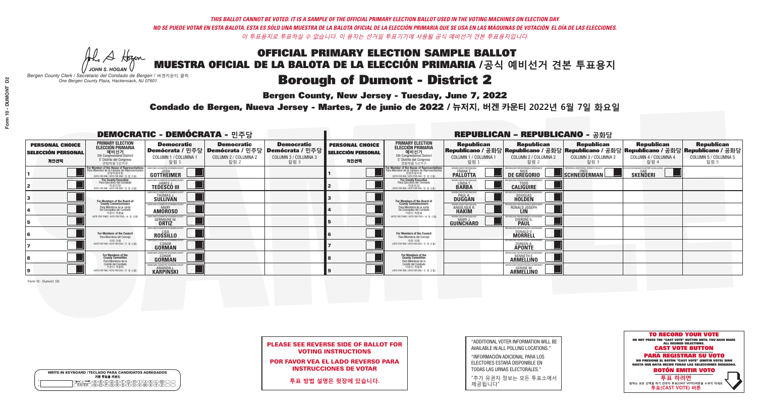*THIS BALLOT CANNOT BE VOTED. IT IS A SAMPLE OF THE OFFICIAL PRIMARY ELECTION BALLOT USED IN THE VOTING MACHINES ON ELECTION DAY.*
*NO SE PUEDE VOTAR EN ESTA BALOTA. ESTA ES SÓLO UNA MUESTRA DE LA BALOTA OFICIAL DE LA ELECCIÓN PRIMARIA QUE SE USA EN LAS MÁQUINAS DE VOTACIÓN EL DÍA DE LAS ELECCIONES.*
*이 투표용지로 투표하실 수 없습니다. 이 용지는 선거일 투표기기에 사용될 공식 예비선거 견본 투표용지입니다.*

JOHN S. HOGAN
*Bergen County Clerk / Secretario del Condado de Bergen / 버겐카운티 클럭*
*One Bergen County Plaza, Hackensack, NJ 07601*

# OFFICIAL PRIMARY ELECTION SAMPLE BALLOT
# MUESTRA OFICIAL DE LA BALOTA DE LA ELECCIÓN PRIMARIA /공식 예비선거 견본 투표용지
# Borough of Dumont - District 2

**Bergen County, New Jersey - Tuesday, June 7, 2022**

**Condado de Bergen, Nueva Jersey - Martes, 7 de junio de 2022 / 뉴저지, 버겐 카운티 2022년 6월 7일 화요일**

## DEMOCRATIC - DEMÓCRATA - 민주당

| PERSONAL CHOICE / SELECCIÓN PERSONAL / 개인선택 | PRIMARY ELECTION / ELECCIÓN PRIMARIA / 예비선거 | Democratic / Demócrata / 민주당 COLUMN 1 / COLUMNA 1 / 칼럼 1 | Democratic / Demócrata / 민주당 COLUMN 2 / COLUMNA 2 / 칼럼 2 | Democratic / Demócrata / 민주당 COLUMN 3 / COLUMNA 3 / 칼럼 3 |
|---|---|---|---|---|
| 1 | For Member of the House of Representatives / Para Miembro de la Cámara de Representantes / 연방하원의원 (VOTE FOR ONE / VOTE POR UNO / 한 명 선출) | JOSH GOTTHEIMER | | |
| 2 | For County Executive / Para Ejecutivo del Condado / 카운티장 (VOTE FOR ONE / VOTE POR UNO / 한 명 선출) | JAMES J. TEDESCO III | | |
| 3 | For Members of the Board of County Commissioners / Para Miembros de la Junta De Concejales del Condado / 카운티 위원들 (VOTE FOR THREE / VOTE POR TRES / 세 명 선출) | THOMAS J. SULLIVAN | | |
| 4 | | MARY AMOROSO | | |
| 5 | | GERMAINE M. ORTIZ | | |
| 6 | For Members of the Council / Para Miembros del Concejo / 의회 의원 (VOTE FOR TWO / VOTE POR DOS / 두 명 선출) | LISA ROSSILLO | | |
| 7 | | CONOR GORMAN | | |
| 8 | For Members of the County Committee / Para Miembros de la Comité del Condado / 카운티 위원회 (VOTE FOR TWO / VOTE POR DOS / 두 명 선출) | CONOR GORMAN | | |
| 9 | | AMANDA L. KARPINSKI | | |

## REPUBLICAN - REPUBLICANO - 공화당

| PERSONAL CHOICE / SELECCIÓN PERSONAL / 개인선택 | PRIMARY ELECTION / ELECCIÓN PRIMARIA / 예비선거 | Republican / Republicano / 공화당 COLUMN 1 / COLUMNA 1 / 칼럼 1 | Republican / Republicano / 공화당 COLUMN 2 / COLUMNA 2 / 칼럼 2 | Republican / Republicano / 공화당 COLUMN 3 / COLUMNA 3 / 칼럼 3 | Republican / Republicano / 공화당 COLUMN 4 / COLUMNA 4 / 칼럼 4 | Republican / Republicano / 공화당 COLUMN 5 / COLUMNA 5 / 칼럼 5 |
|---|---|---|---|---|---|---|
| 1 | For Member of the House of Representatives / Para Miembro de la Cámara de Representantes / 연방하원의원 (VOTE FOR ONE / VOTE POR UNO / 한 명 선출) | FRANK T. PALLOTTA | NICK DE GREGORIO | FRED SCHNEIDERMAN | SAB SKENDERI | |
| 2 | For County Executive / Para Ejecutivo del Condado / 카운티장 (VOTE FOR ONE / VOTE POR UNO / 한 명 선출) | LINDA T. BARBA | TODD CALIGUIRE | | | |
| 3 | For Members of the Board of County Commissioners / Para Miembros de la Junta De Concejales del Condado / 카운티 위원들 (VOTE FOR THREE / VOTE POR TRES / 세 명 선출) | PAUL A. DUGGAN | DOUGLAS HOLDEN | | | |
| 4 | | ANGELIQUE R. HAKIM | RONALD JOSEPH LIN | | | |
| 5 | | MARY J. GUINCHARD | DIERDRE G. PAUL | | | |
| 6 | For Members of the Council / Para Miembros del Concejo / 의회 의원 (VOTE FOR TWO / VOTE POR DOS / 두 명 선출) | | DONALD V. MORRELL | | | |
| 7 | | | DOREEN A. APONTE | | | |
| 8 | For Members of the County Committee / Para Miembros de la Comité del Condado / 카운티 위원회 (VOTE FOR TWO / VOTE POR DOS / 두 명 선출) | | KENNETH E. ARMELLINO | | | |
| 9 | | | GENINE M. ARMELLINO | | | |

Form 10 - Dumont D2

**PLEASE SEE REVERSE SIDE OF BALLOT FOR VOTING INSTRUCTIONS**

**POR FAVOR VEA EL LADO REVERSO PARA INSTRUCCIONES DE VOTAR**

**투표 방법 설명은 뒷장에 있습니다.**

"ADDITIONAL VOTER INFORMATION WILL BE AVAILABLE IN ALL POLLING LOCATIONS."

"INFORMACIÓN ADICIONAL PARA LOS ELECTORES ESTARÁ DISPONIBLE EN TODAS LAS URNAS ELECTORALES."

"추가 유권자 정보는 모든 투표소에서 제공됩니다"

**TO RECORD YOUR VOTE**
DO NOT PRESS THE "CAST VOTE" BUTTON UNTIL YOU HAVE MADE ALL DESIRED SELECTIONS.
**CAST VOTE BUTTON**

**PARA REGISTRAR SU VOTO**
NO PRESIONE EL BOTÓN "CAST VOTE" (EMITIR VOTO) SINO HASTA QUE HAYA HECHO TODAS LAS SELECCIONES DESEADAS.
**BOTÓN EMITIR VOTO**

**투표 하려면**
원하는 모든 선택을 하기 전까지 투표(CAST VOTE)버튼을 누르지 마세요
**투표(CAST VOTE) 버튼**

WRITE-IN KEYBOARD /TECLADO PARA CANDIDATOS AGREGADOS
기명 투표용 키보드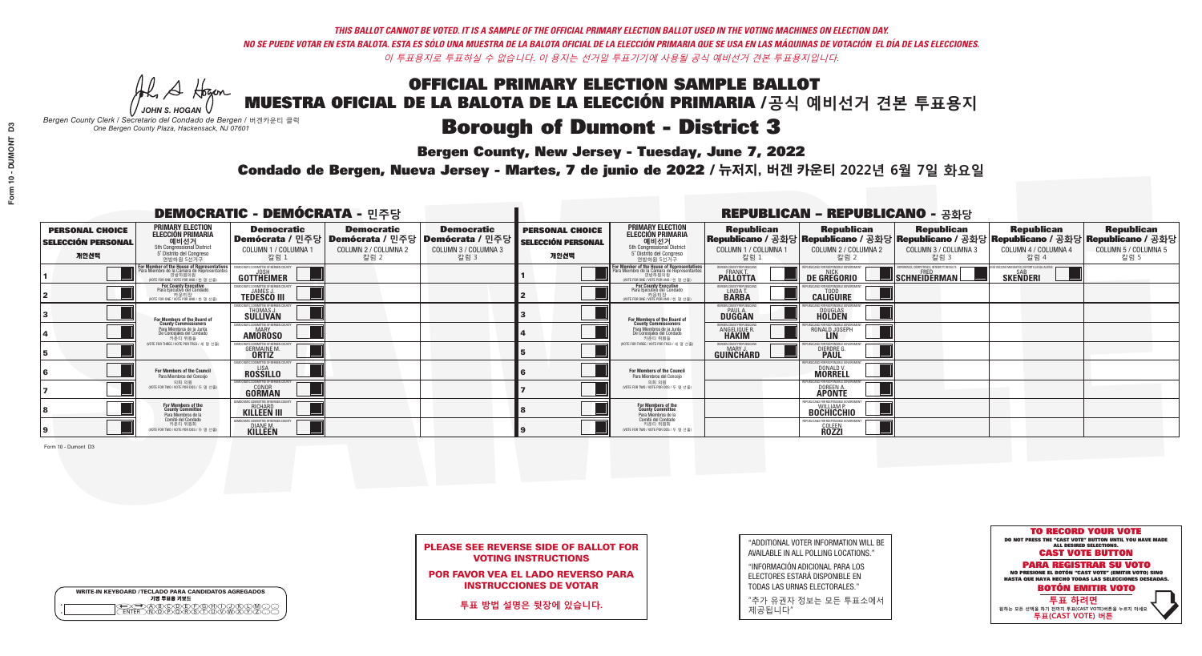*THIS BALLOT CANNOT BE VOTED. IT IS A SAMPLE OF THE OFFICIAL PRIMARY ELECTION BALLOT USED IN THE VOTING MACHINES ON ELECTION DAY.*

*NO SE PUEDE VOTAR EN ESTA BALOTA. ESTA ES SÓLO UNA MUESTRA DE LA BALOTA OFICIAL DE LA ELECCIÓN PRIMARIA QUE SE USA EN LAS MÁQUINAS DE VOTACIÓN EL DÍA DE LAS ELECCIONES.*

*이 투표용지로 투표하실 수 없습니다. 이 용지는 선거일 투표기기에 사용될 공식 예비선거 견본 투표용지입니다.*

JOHN S. HOGAN

*Bergen County Clerk / Secretario del Condado de Bergen / 버겐카운티 클럭*
*One Bergen County Plaza, Hackensack, NJ 07601*

# OFFICIAL PRIMARY ELECTION SAMPLE BALLOT
# MUESTRA OFICIAL DE LA BALOTA DE LA ELECCIÓN PRIMARIA / 공식 예비선거 견본 투표용지

## Borough of Dumont - District 3

**Bergen County, New Jersey - Tuesday, June 7, 2022**

**Condado de Bergen, Nueva Jersey - Martes, 7 de junio de 2022 / 뉴저지, 버겐 카운티 2022년 6월 7일 화요일**

### DEMOCRATIC - DEMÓCRATA - 민주당

| PERSONAL CHOICE / SELECCIÓN PERSONAL / 개인선택 | PRIMARY ELECTION / ELECCIÓN PRIMARIA / 예비선거 (5th Congressional District) | Democratic / Demócrata / 민주당 COLUMN 1 / COLUMNA 1 / 칼럼 1 | Democratic / Demócrata / 민주당 COLUMN 2 / COLUMNA 2 / 칼럼 2 | Democratic / Demócrata / 민주당 COLUMN 3 / COLUMNA 3 / 칼럼 3 |
|---|---|---|---|---|
| 1 | For Member of the House of Representatives / Para Miembro de la Cámara de Representantes / 연방하원의원 (VOTE FOR ONE / VOTE POR UNO / 한 명 선출) | JOSH GOTTHEIMER | | |
| 2 | For County Executive / Para Ejecutivo del Condado / 카운티장 (VOTE FOR ONE / VOTE POR UNO / 한 명 선출) | JAMES J. TEDESCO III | | |
| 3 | For Members of the Board of County Commissioners / Para Miembros de la Junta De Concejales del Condado / 카운티 위원들 (VOTE FOR THREE / VOTE POR TRES / 세 명 선출) | THOMAS J. SULLIVAN | | |
| 4 | | MARY AMOROSO | | |
| 5 | | GERMAINE M. ORTIZ | | |
| 6 | For Members of the Council / Para Miembros del Concejo / 의회 의원 (VOTE FOR TWO / VOTE POR DOS / 두 명 선출) | LISA ROSSILLO | | |
| 7 | | CONOR GORMAN | | |
| 8 | For Members of the County Committee / Para Miembros de la Comité del Condado / 카운티 위원회 (VOTE FOR TWO / VOTE POR DOS / 두 명 선출) | RICHARD KILLEEN III | | |
| 9 | | DIANE M. KILLEEN | | |

### REPUBLICAN - REPUBLICANO - 공화당

| PERSONAL CHOICE / SELECCIÓN PERSONAL / 개인선택 | PRIMARY ELECTION / ELECCIÓN PRIMARIA / 예비선거 (5th Congressional District) | Republican / Republicano / 공화당 COLUMN 1 / COLUMNA 1 / 칼럼 1 | Republican / Republicano / 공화당 COLUMN 2 / COLUMNA 2 / 칼럼 2 | Republican / Republicano / 공화당 COLUMN 3 / COLUMNA 3 / 칼럼 3 | Republican / Republicano / 공화당 COLUMN 4 / COLUMNA 4 / 칼럼 4 | Republican / Republicano / 공화당 COLUMN 5 / COLUMNA 5 / 칼럼 5 |
|---|---|---|---|---|---|---|
| 1 | For Member of the House of Representatives / Para Miembro de la Cámara de Representantes / 연방하원의원 (VOTE FOR ONE / VOTE POR UNO / 한 명 선출) | FRANK T. PALLOTTA | NICK DE GREGORIO | FRED SCHNEIDERMAN | SAB SKENDERI | |
| 2 | For County Executive / Para Ejecutivo del Condado / 카운티장 (VOTE FOR ONE / VOTE POR UNO / 한 명 선출) | LINDA T. BARBA | TODD CALIGUIRE | | | |
| 3 | For Members of the Board of County Commissioners / Para Miembros de la Junta De Concejales del Condado / 카운티 위원들 (VOTE FOR THREE / VOTE POR TRES / 세 명 선출) | PAUL A. DUGGAN | DOUGLAS HOLDEN | | | |
| 4 | | ANGELIQUE R. HAKIM | RONALD JOSEPH LIN | | | |
| 5 | | MARY J. GUINCHARD | DIERDRE G. PAUL | | | |
| 6 | For Members of the Council / Para Miembros del Concejo / 의회 의원 (VOTE FOR TWO / VOTE POR DOS / 두 명 선출) | | DONALD V. MORRELL | | | |
| 7 | | | DOREEN A. APONTE | | | |
| 8 | For Members of the County Committee / Para Miembros de la Comité del Condado / 카운티 위원회 (VOTE FOR TWO / VOTE POR DOS / 두 명 선출) | | WILLIAM P. BOCHICCHIO | | | |
| 9 | | | COLEEN ROZZI | | | |

Form 10 - Dumont D3

**PLEASE SEE REVERSE SIDE OF BALLOT FOR VOTING INSTRUCTIONS**

**POR FAVOR VEA EL LADO REVERSO PARA INSTRUCCIONES DE VOTAR**

**투표 방법 설명은 뒷장에 있습니다.**

"ADDITIONAL VOTER INFORMATION WILL BE AVAILABLE IN ALL POLLING LOCATIONS."

"INFORMACIÓN ADICIONAL PARA LOS ELECTORES ESTARÁ DISPONIBLE EN TODAS LAS URNAS ELECTORALES."

"추가 유권자 정보는 모든 투표소에서 제공됩니다"

**TO RECORD YOUR VOTE**
DO NOT PRESS THE "CAST VOTE" BUTTON UNTIL YOU HAVE MADE ALL DESIRED SELECTIONS.
**CAST VOTE BUTTON**

**PARA REGISTRAR SU VOTO**
NO PRESIONE EL BOTÓN "CAST VOTE" (EMITIR VOTO) SINO HASTA QUE HAYA HECHO TODAS LAS SELECCIONES DESEADAS.
**BOTÓN EMITIR VOTO**

**투표 하려면**
원하는 모든 선택을 하기 전까지 투표(CAST VOTE)버튼을 누르지 마세요
**투표(CAST VOTE) 버튼**

WRITE-IN KEYBOARD / TECLADO PARA CANDIDATOS AGREGADOS / 기명 투표용 키보드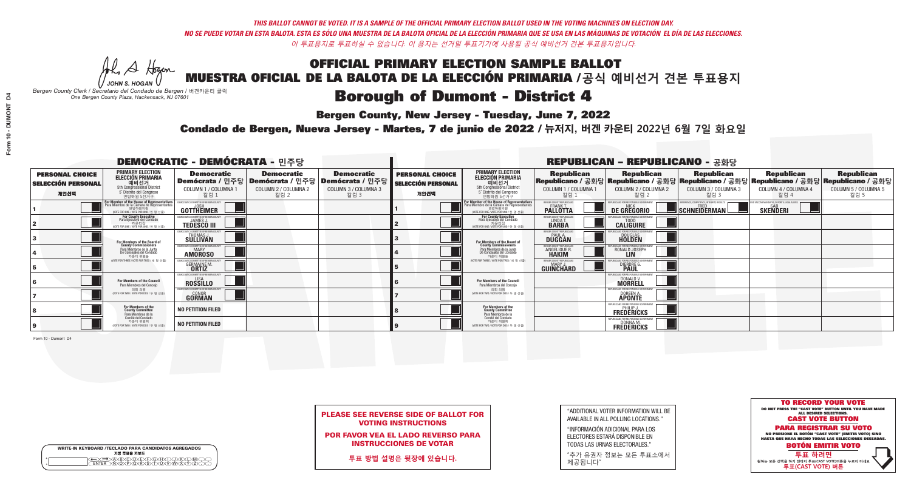*THIS BALLOT CANNOT BE VOTED. IT IS A SAMPLE OF THE OFFICIAL PRIMARY ELECTION BALLOT USED IN THE VOTING MACHINES ON ELECTION DAY.*
*NO SE PUEDE VOTAR EN ESTA BALOTA. ESTA ES SÓLO UNA MUESTRA DE LA BALOTA OFICIAL DE LA ELECCIÓN PRIMARIA QUE SE USA EN LAS MÁQUINAS DE VOTACIÓN EL DÍA DE LAS ELECCIONES.*
*이 투표용지로 투표하실 수 없습니다. 이 용지는 선거일 투표기기에 사용될 공식 예비선거 견본 투표용지입니다.*

JOHN S. HOGAN
*Bergen County Clerk / Secretario del Condado de Bergen / 버겐카운티 클럭*
*One Bergen County Plaza, Hackensack, NJ 07601*

# OFFICIAL PRIMARY ELECTION SAMPLE BALLOT
# MUESTRA OFICIAL DE LA BALOTA DE LA ELECCIÓN PRIMARIA /공식 예비선거 견본 투표용지

## Borough of Dumont - District 4

**Bergen County, New Jersey - Tuesday, June 7, 2022**

**Condado de Bergen, Nueva Jersey - Martes, 7 de junio de 2022 / 뉴저지, 버겐 카운티 2022년 6월 7일 화요일**

### DEMOCRATIC - DEMÓCRATA - 민주당

| PERSONAL CHOICE / SELECCIÓN PERSONAL / 개인선택 | PRIMARY ELECTION / ELECCIÓN PRIMARIA / 예비선거 (5th Congressional District / 5° Distrito del Congreso / 연방하원 5선거구) | Democratic / Demócrata / 민주당 COLUMN 1 / COLUMNA 1 / 칼럼 1 | Democratic / Demócrata / 민주당 COLUMN 2 / COLUMNA 2 / 칼럼 2 | Democratic / Demócrata / 민주당 COLUMN 3 / COLUMNA 3 / 칼럼 3 |
|---|---|---|---|---|
| 1 | For Member of the House of Representatives / Para Miembro de la Cámara de Representantes / 연방하원의원 (VOTE FOR ONE / VOTE POR UNO / 한 명 선출) | JOSH GOTTHEIMER | | |
| 2 | For County Executive / Para Ejecutivo del Condado / 카운티장 (VOTE FOR ONE / VOTE POR UNO / 한 명 선출) | JAMES J. TEDESCO III | | |
| 3 | For Members of the Board of County Commissioners / Para Miembros de la Junta De Concejales del Condado / 카운티 위원들 (VOTE FOR THREE / VOTE POR TRES / 세 명 선출) | THOMAS J. SULLIVAN | | |
| 4 | | MARY AMOROSO | | |
| 5 | | GERMAINE M. ORTIZ | | |
| 6 | For Members of the Council / Para Miembros del Concejo / 의회 의원 (VOTE FOR TWO / VOTE POR DOS / 두 명 선출) | LISA ROSSILLO | | |
| 7 | | CONOR GORMAN | | |
| 8 | For Members of the County Committee / Para Miembros de la Comité del Condado / 카운티 위원회 (VOTE FOR TWO / VOTE POR DOS / 두 명 선출) | NO PETITION FILED | | |
| 9 | | NO PETITION FILED | | |

### REPUBLICAN - REPUBLICANO - 공화당

| PERSONAL CHOICE / SELECCIÓN PERSONAL / 개인선택 | PRIMARY ELECTION / ELECCIÓN PRIMARIA / 예비선거 (5th Congressional District / 5° Distrito del Congreso / 연방하원 5선거구) | Republican / Republicano / 공화당 COLUMN 1 / COLUMNA 1 / 칼럼 1 | Republican / Republicano / 공화당 COLUMN 2 / COLUMNA 2 / 칼럼 2 | Republican / Republicano / 공화당 COLUMN 3 / COLUMNA 3 / 칼럼 3 | Republican / Republicano / 공화당 COLUMN 4 / COLUMNA 4 / 칼럼 4 | Republican / Republicano / 공화당 COLUMN 5 / COLUMNA 5 / 칼럼 5 |
|---|---|---|---|---|---|---|
| 1 | For Member of the House of Representatives / Para Miembro de la Cámara de Representantes / 연방하원의원 (VOTE FOR ONE / VOTE POR UNO / 한 명 선출) | FRANK T. PALLOTTA | NICK DE GREGORIO | FRED SCHNEIDERMAN | SAB SKENDERI | |
| 2 | For County Executive / Para Ejecutivo del Condado / 카운티장 (VOTE FOR ONE / VOTE POR UNO / 한 명 선출) | LINDA T. BARBA | TODD CALIGUIRE | | | |
| 3 | For Members of the Board of County Commissioners / Para Miembros de la Junta De Concejales del Condado / 카운티 위원들 (VOTE FOR THREE / VOTE POR TRES / 세 명 선출) | PAUL A. DUGGAN | DOUGLAS HOLDEN | | | |
| 4 | | ANGELIQUE R. HAKIM | RONALD JOSEPH LIN | | | |
| 5 | | MARY J. GUINCHARD | DIERDRE G. PAUL | | | |
| 6 | For Members of the Council / Para Miembros del Concejo / 의회 의원 (VOTE FOR TWO / VOTE POR DOS / 두 명 선출) | | DONALD V. MORRELL | | | |
| 7 | | | DOREEN A. APONTE | | | |
| 8 | For Members of the County Committee / Para Miembros de la Comité del Condado / 카운티 위원회 (VOTE FOR TWO / VOTE POR DOS / 두 명 선출) | | PHILIP J. FREDERICKS | | | |
| 9 | | | DONNA M. FREDERICKS | | | |

Form 10 - Dumont D4

WRITE-IN KEYBOARD /TECLADO PARA CANDIDATOS AGREGADOS / 기명 투표용 키보드

**PLEASE SEE REVERSE SIDE OF BALLOT FOR VOTING INSTRUCTIONS**

**POR FAVOR VEA EL LADO REVERSO PARA INSTRUCCIONES DE VOTAR**

**투표 방법 설명은 뒷장에 있습니다.**

"ADDITIONAL VOTER INFORMATION WILL BE AVAILABLE IN ALL POLLING LOCATIONS."

"INFORMACIÓN ADICIONAL PARA LOS ELECTORES ESTARÁ DISPONIBLE EN TODAS LAS URNAS ELECTORALES."

"추가 유권자 정보는 모든 투표소에서 제공됩니다"

**TO RECORD YOUR VOTE**
DO NOT PRESS THE "CAST VOTE" BUTTON UNTIL YOU HAVE MADE ALL DESIRED SELECTIONS.
**CAST VOTE BUTTON**

**PARA REGISTRAR SU VOTO**
NO PRESIONE EL BOTÓN "CAST VOTE" (EMITIR VOTO) SINO HASTA QUE HAYA HECHO TODAS LAS SELECCIONES DESEADAS.
**BOTÓN EMITIR VOTO**

**투표 하려면**
원하는 모든 선택을 하기 전까지 투표(CAST VOTE)버튼을 누르지 마세요.
**투표(CAST VOTE) 버튼**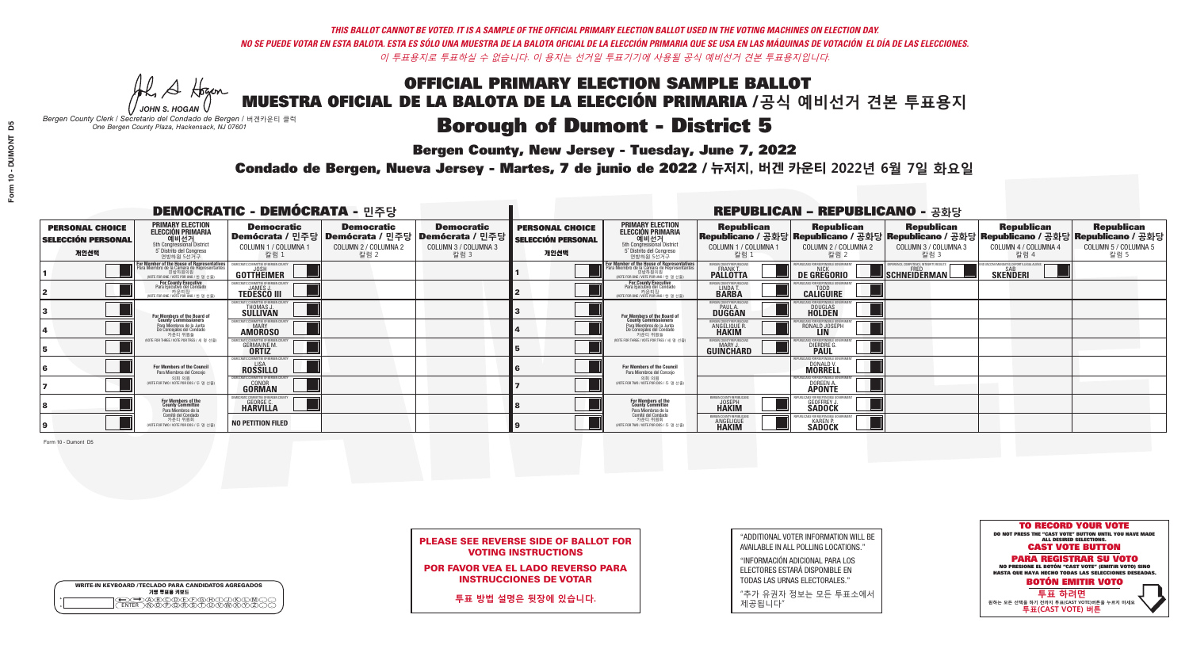*THIS BALLOT CANNOT BE VOTED. IT IS A SAMPLE OF THE OFFICIAL PRIMARY ELECTION BALLOT USED IN THE VOTING MACHINES ON ELECTION DAY.*
*NO SE PUEDE VOTAR EN ESTA BALOTA. ESTA ES SÓLO UNA MUESTRA DE LA BALOTA OFICIAL DE LA ELECCIÓN PRIMARIA QUE SE USA EN LAS MÁQUINAS DE VOTACIÓN EL DÍA DE LAS ELECCIONES.*
*이 투표용지로 투표하실 수 없습니다. 이 용지는 선거일 투표기기에 사용될 공식 예비선거 견본 투표용지입니다.*

JOHN S. HOGAN
*Bergen County Clerk / Secretario del Condado de Bergen / 버겐카운티 클럭*
*One Bergen County Plaza, Hackensack, NJ 07601*

# OFFICIAL PRIMARY ELECTION SAMPLE BALLOT
# MUESTRA OFICIAL DE LA BALOTA DE LA ELECCIÓN PRIMARIA /공식 예비선거 견본 투표용지
## Borough of Dumont - District 5

**Bergen County, New Jersey - Tuesday, June 7, 2022**
**Condado de Bergen, Nueva Jersey - Martes, 7 de junio de 2022 / 뉴저지, 버겐 카운티 2022년 6월 7일 화요일**

### DEMOCRATIC - DEMÓCRATA - 민주당

| PERSONAL CHOICE / SELECCIÓN PERSONAL / 개인선택 | PRIMARY ELECTION / ELECCIÓN PRIMARIA / 예비선거 (5th Congressional District / 5° Distrito del Congreso / 연방하원 5선거구) | Democratic / Demócrata / 민주당 COLUMN 1 / COLUMNA 1 / 칼럼 1 | Democratic / Demócrata / 민주당 COLUMN 2 / COLUMNA 2 / 칼럼 2 | Democratic / Demócrata / 민주당 COLUMN 3 / COLUMNA 3 / 칼럼 3 |
|---|---|---|---|---|
| 1 | For Member of the House of Representatives / Para Miembro de la Cámara de Representantes / 연방하원의원 (VOTE FOR ONE / VOTE POR UNO / 한 명 선출) | JOSH GOTTHEIMER | | |
| 2 | For County Executive / Para Ejecutivo del Condado / 카운티장 (VOTE FOR ONE / VOTE POR UNO / 한 명 선출) | JAMES J. TEDESCO III | | |
| 3 | For Members of the Board of County Commissioners / Para Miembros de la Junta De Concejales del Condado / 카운티 위원들 (VOTE FOR THREE / VOTE POR TRES / 세 명 선출) | THOMAS J. SULLIVAN | | |
| 4 | | MARY AMOROSO | | |
| 5 | | GERMAINE M. ORTIZ | | |
| 6 | For Members of the Council / Para Miembros del Concejo / 의회 의원 (VOTE FOR TWO / VOTE POR DOS / 두 명 선출) | LISA ROSSILLO | | |
| 7 | | CONOR GORMAN | | |
| 8 | For Members of the County Committee / Para Miembros de la Comité del Condado / 카운티 위원회 (VOTE FOR TWO / VOTE POR DOS / 두 명 선출) | GEORGE C. HARVILLA | | |
| 9 | | NO PETITION FILED | | |

### REPUBLICAN - REPUBLICANO - 공화당

| PERSONAL CHOICE / SELECCIÓN PERSONAL / 개인선택 | PRIMARY ELECTION / ELECCIÓN PRIMARIA / 예비선거 (5th Congressional District / 5° Distrito del Congreso / 연방하원 5선거구) | Republican / Republicano / 공화당 COLUMN 1 / COLUMNA 1 / 칼럼 1 | Republican / Republicano / 공화당 COLUMN 2 / COLUMNA 2 / 칼럼 2 | Republican / Republicano / 공화당 COLUMN 3 / COLUMNA 3 / 칼럼 3 | Republican / Republicano / 공화당 COLUMN 4 / COLUMNA 4 / 칼럼 4 | Republican / Republicano / 공화당 COLUMN 5 / COLUMNA 5 / 칼럼 5 |
|---|---|---|---|---|---|---|
| 1 | For Member of the House of Representatives / Para Miembro de la Cámara de Representantes / 연방하원의원 (VOTE FOR ONE / VOTE POR UNO / 한 명 선출) | FRANK T. PALLOTTA | NICK DE GREGORIO | FRED SCHNEIDERMAN | SAB SKENDERI | |
| 2 | For County Executive / Para Ejecutivo del Condado / 카운티장 (VOTE FOR ONE / VOTE POR UNO / 한 명 선출) | LINDA T. BARBA | TODD CALIGUIRE | | | |
| 3 | For Members of the Board of County Commissioners / Para Miembros de la Junta De Concejales del Condado / 카운티 위원들 (VOTE FOR THREE / VOTE POR TRES / 세 명 선출) | PAUL A. DUGGAN | DOUGLAS HOLDEN | | | |
| 4 | | ANGELIQUE R. HAKIM | RONALD JOSEPH LIN | | | |
| 5 | | MARY J. GUINCHARD | DIERDRE G. PAUL | | | |
| 6 | For Members of the Council / Para Miembros del Concejo / 의회 의원 (VOTE FOR TWO / VOTE POR DOS / 두 명 선출) | | DONALD V. MORRELL | | | |
| 7 | | | DOREEN A. APONTE | | | |
| 8 | For Members of the County Committee / Para Miembros de la Comité del Condado / 카운티 위원회 (VOTE FOR TWO / VOTE POR DOS / 두 명 선출) | JOSEPH HAKIM | GEOFFREY J. SADOCK | | | |
| 9 | | ANGELIQUE HAKIM | KAREN P. SADOCK | | | |

Form 10 - Dumont D5

**PLEASE SEE REVERSE SIDE OF BALLOT FOR VOTING INSTRUCTIONS**
**POR FAVOR VEA EL LADO REVERSO PARA INSTRUCCIONES DE VOTAR**
**투표 방법 설명은 뒷장에 있습니다.**

"ADDITIONAL VOTER INFORMATION WILL BE AVAILABLE IN ALL POLLING LOCATIONS."
"INFORMACIÓN ADICIONAL PARA LOS ELECTORES ESTARÁ DISPONIBLE EN TODAS LAS URNAS ELECTORALES."
"추가 유권자 정보는 모든 투표소에서 제공됩니다"

WRITE-IN KEYBOARD /TECLADO PARA CANDIDATOS AGREGADOS
기명 투표용 키보드

**TO RECORD YOUR VOTE**
DO NOT PRESS THE "CAST VOTE" BUTTON UNTIL YOU HAVE MADE ALL DESIRED SELECTIONS.
**CAST VOTE BUTTON**
**PARA REGISTRAR SU VOTO**
NO PRESIONE EL BOTÓN "CAST VOTE" (EMITIR VOTO) SINO HASTA QUE HAYA HECHO TODAS LAS SELECCIONES DESEADAS.
**BOTÓN EMITIR VOTO**
**투표 하려면**
원하는 모든 선택을 하기 전까지 투표(CAST VOTE)버튼을 누르지 마세요.
**투표(CAST VOTE) 버튼**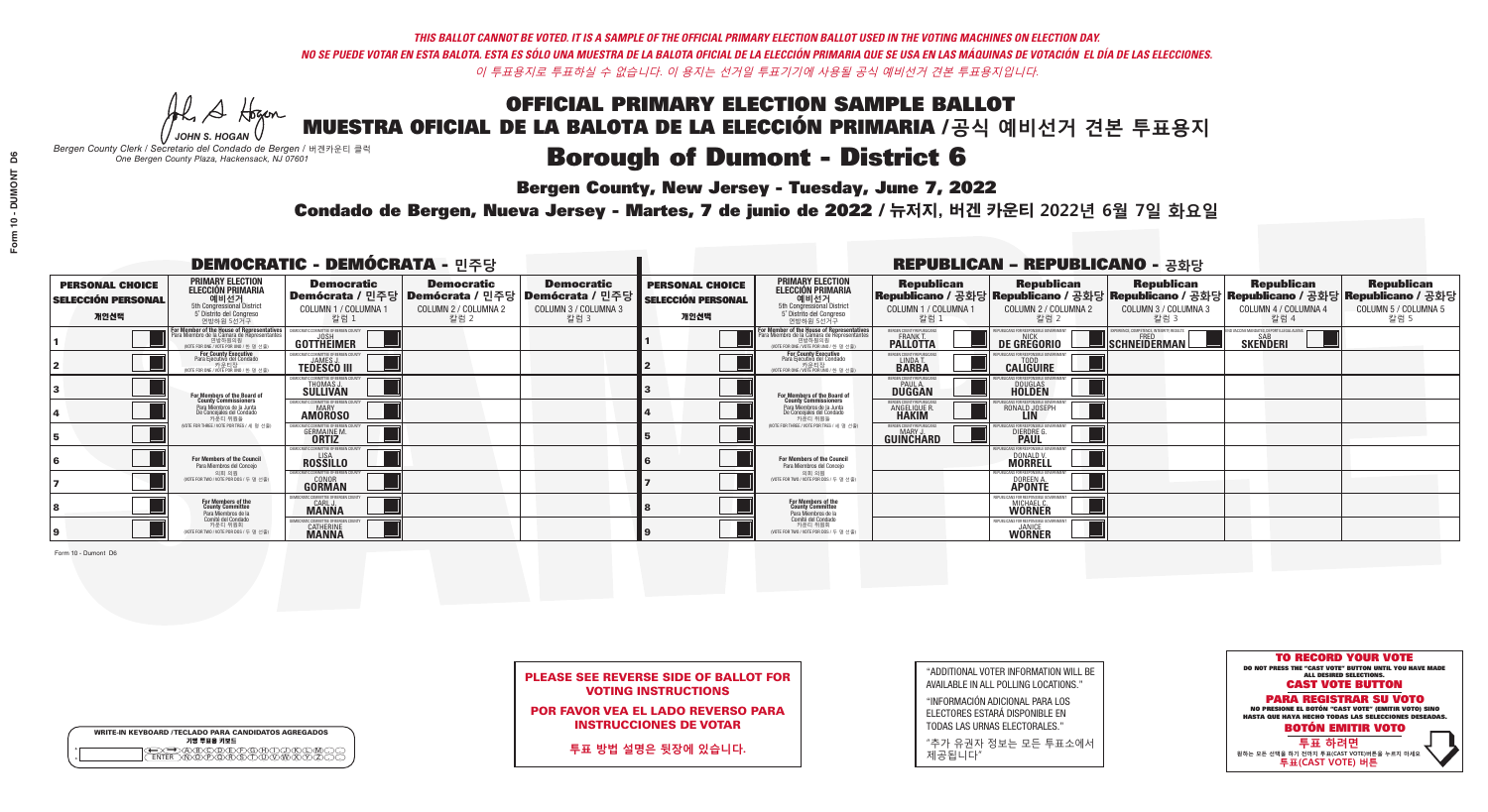*THIS BALLOT CANNOT BE VOTED. IT IS A SAMPLE OF THE OFFICIAL PRIMARY ELECTION BALLOT USED IN THE VOTING MACHINES ON ELECTION DAY.*
*NO SE PUEDE VOTAR EN ESTA BALOTA. ESTA ES SÓLO UNA MUESTRA DE LA BALOTA OFICIAL DE LA ELECCIÓN PRIMARIA QUE SE USA EN LAS MÁQUINAS DE VOTACIÓN EL DÍA DE LAS ELECCIONES.*
*이 투표용지로 투표하실 수 없습니다. 이 용지는 선거일 투표기기에 사용될 공식 예비선거 견본 투표용지입니다.*

JOHN S. HOGAN
*Bergen County Clerk / Secretario del Condado de Bergen / 버겐카운티 클럭*
*One Bergen County Plaza, Hackensack, NJ 07601*

# OFFICIAL PRIMARY ELECTION SAMPLE BALLOT
# MUESTRA OFICIAL DE LA BALOTA DE LA ELECCIÓN PRIMARIA /공식 예비선거 견본 투표용지

## Borough of Dumont - District 6

**Bergen County, New Jersey - Tuesday, June 7, 2022**

**Condado de Bergen, Nueva Jersey - Martes, 7 de junio de 2022 / 뉴저지, 버겐 카운티 2022년 6월 7일 화요일**

### DEMOCRATIC - DEMÓCRATA - 민주당

| PERSONAL CHOICE / SELECCIÓN PERSONAL / 개인선택 | PRIMARY ELECTION / ELECCIÓN PRIMARIA / 예비선거 | Democratic / Demócrata / 민주당 COLUMN 1 / COLUMNA 1 / 칼럼 1 | Democratic / Demócrata / 민주당 COLUMN 2 / COLUMNA 2 / 칼럼 2 | Democratic / Demócrata / 민주당 COLUMN 3 / COLUMNA 3 / 칼럼 3 |
|---|---|---|---|---|
| 1 | For Member of the House of Representatives / Para Miembro de la Cámara de Representantes / 연방하원의원 (5th Congressional District / 5° Distrito del Congreso / 연방하원 5선거구) (VOTE FOR ONE / VOTE POR UNO / 한 명 선출) | JOSH GOTTHEIMER | | |
| 2 | For County Executive / Para Ejecutivo del Condado / 카운티장 (VOTE FOR ONE / VOTE POR UNO / 한 명 선출) | JAMES J. TEDESCO III | | |
| 3 | For Members of the Board of County Commissioners / Para Miembros de la Junta De Concejales del Condado / 카운티 위원들 (VOTE FOR THREE / VOTE POR TRES / 세 명 선출) | THOMAS J. SULLIVAN | | |
| 4 | | MARY AMOROSO | | |
| 5 | | GERMAINE M. ORTIZ | | |
| 6 | For Members of the Council / Para Miembros del Concejo / 의회 의원 (VOTE FOR TWO / VOTE POR DOS / 두 명 선출) | LISA ROSSILLO | | |
| 7 | | CONOR GORMAN | | |
| 8 | For Members of the County Committee / Para Miembros de la Comité del Condado / 카운티 위원회 (VOTE FOR TWO / VOTE POR DOS / 두 명 선출) | CARL J. MANNA | | |
| 9 | | CATHERINE MANNA | | |

Democratic Column 1 candidates: DEMOCRATIC COMMITTEE OF BERGEN COUNTY

### REPUBLICAN - REPUBLICANO - 공화당

| PERSONAL CHOICE / SELECCIÓN PERSONAL / 개인선택 | PRIMARY ELECTION / ELECCIÓN PRIMARIA / 예비선거 | Republican / Republicano / 공화당 COLUMN 1 / COLUMNA 1 / 칼럼 1 | Republican / Republicano / 공화당 COLUMN 2 / COLUMNA 2 / 칼럼 2 | Republican / Republicano / 공화당 COLUMN 3 / COLUMNA 3 / 칼럼 3 | Republican / Republicano / 공화당 COLUMN 4 / COLUMNA 4 / 칼럼 4 | Republican / Republicano / 공화당 COLUMN 5 / COLUMNA 5 / 칼럼 5 |
|---|---|---|---|---|---|---|
| 1 | For Member of the House of Representatives / Para Miembro de la Cámara de Representantes / 연방하원의원 (5th Congressional District / 5° Distrito del Congreso / 연방하원 5선거구) (VOTE FOR ONE / VOTE POR UNO / 한 명 선출) | FRANK T. PALLOTTA (BERGEN COUNTY REPUBLICANS) | NICK DE GREGORIO (REPUBLICANS FOR RESPONSIBLE GOVERNMENT) | FRED SCHNEIDERMAN (EXPERIENCE, COMPETENCE, INTEGRITY, RESULTS) | SAB SKENDERI (FOR VACCINE MANDATES, DEPORTATION, ILLEGAL ALIENS) | |
| 2 | For County Executive / Para Ejecutivo del Condado / 카운티장 (VOTE FOR ONE / VOTE POR UNO / 한 명 선출) | LINDA T. BARBA (BERGEN COUNTY REPUBLICANS) | TODD CALIGUIRE (REPUBLICANS FOR RESPONSIBLE GOVERNMENT) | | | |
| 3 | For Members of the Board of County Commissioners / Para Miembros de la Junta De Concejales del Condado / 카운티 위원들 (VOTE FOR THREE / VOTE POR TRES / 세 명 선출) | PAUL A. DUGGAN (BERGEN COUNTY REPUBLICANS) | DOUGLAS HOLDEN (REPUBLICANS FOR RESPONSIBLE GOVERNMENT) | | | |
| 4 | | ANGELIQUE R. HAKIM (BERGEN COUNTY REPUBLICANS) | RONALD JOSEPH LIN (REPUBLICANS FOR RESPONSIBLE GOVERNMENT) | | | |
| 5 | | MARY J. GUINCHARD (BERGEN COUNTY REPUBLICANS) | DIERDRE G. PAUL (REPUBLICANS FOR RESPONSIBLE GOVERNMENT) | | | |
| 6 | For Members of the Council / Para Miembros del Concejo / 의회 의원 (VOTE FOR TWO / VOTE POR DOS / 두 명 선출) | | DONALD V. MORRELL (REPUBLICANS FOR RESPONSIBLE GOVERNMENT) | | | |
| 7 | | | DOREEN A. APONTE (REPUBLICANS FOR RESPONSIBLE GOVERNMENT) | | | |
| 8 | For Members of the County Committee / Para Miembros de la Comité del Condado / 카운티 위원회 (VOTE FOR TWO / VOTE POR DOS / 두 명 선출) | | MICHAEL C. WORNER (REPUBLICANS FOR RESPONSIBLE GOVERNMENT) | | | |
| 9 | | | JANICE WORNER (REPUBLICANS FOR RESPONSIBLE GOVERNMENT) | | | |

Form 10 - Dumont D6

**PLEASE SEE REVERSE SIDE OF BALLOT FOR VOTING INSTRUCTIONS**

**POR FAVOR VEA EL LADO REVERSO PARA INSTRUCCIONES DE VOTAR**

**투표 방법 설명은 뒷장에 있습니다.**

"ADDITIONAL VOTER INFORMATION WILL BE AVAILABLE IN ALL POLLING LOCATIONS."

"INFORMACIÓN ADICIONAL PARA LOS ELECTORES ESTARÁ DISPONIBLE EN TODAS LAS URNAS ELECTORALES."

"추가 유권자 정보는 모든 투표소에서 제공됩니다"

WRITE-IN KEYBOARD /TECLADO PARA CANDIDATOS AGREGADOS
기명 투표용 키보드

**TO RECORD YOUR VOTE**
DO NOT PRESS THE "CAST VOTE" BUTTON UNTIL YOU HAVE MADE ALL DESIRED SELECTIONS.
**CAST VOTE BUTTON**

**PARA REGISTRAR SU VOTO**
NO PRESIONE EL BOTÓN "CAST VOTE" (EMITIR VOTO) SINO HASTA QUE HAYA HECHO TODAS LAS SELECCIONES DESEADAS.
**BOTÓN EMITIR VOTO**

**투표 하려면**
원하는 모든 선택을 하기 전까지 투표(CAST VOTE)버튼을 누르지 마세요.
**투표(CAST VOTE) 버튼**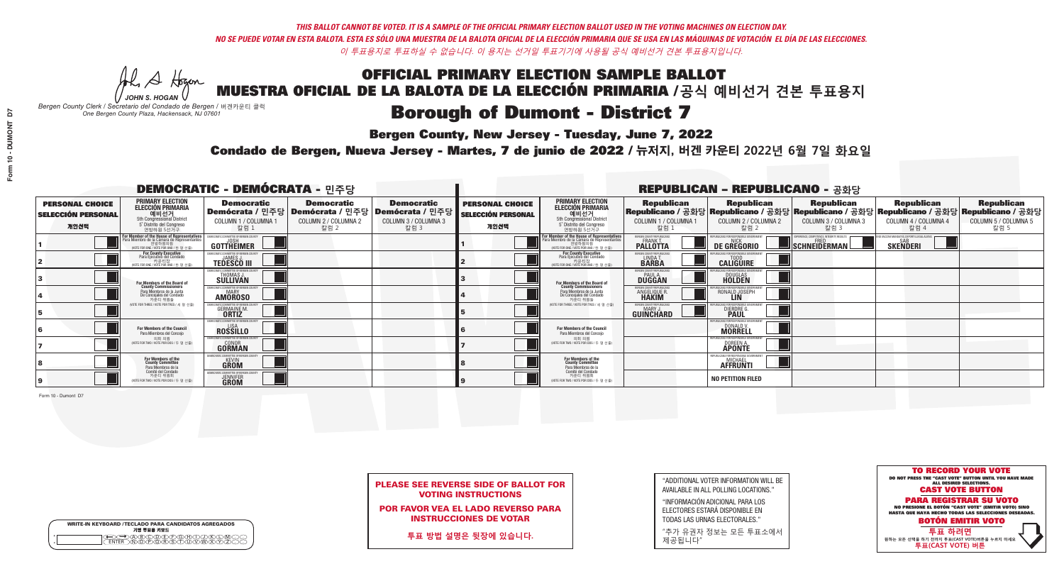*THIS BALLOT CANNOT BE VOTED. IT IS A SAMPLE OF THE OFFICIAL PRIMARY ELECTION BALLOT USED IN THE VOTING MACHINES ON ELECTION DAY.*
*NO SE PUEDE VOTAR EN ESTA BALOTA. ESTA ES SÓLO UNA MUESTRA DE LA BALOTA OFICIAL DE LA ELECCIÓN PRIMARIA QUE SE USA EN LAS MÁQUINAS DE VOTACIÓN EL DÍA DE LAS ELECCIONES.*
*이 투표용지로 투표하실 수 없습니다. 이 용지는 선거일 투표기기에 사용될 공식 예비선거 견본 투표용지입니다.*

JOHN S. HOGAN
*Bergen County Clerk / Secretario del Condado de Bergen / 버겐카운티 클럭*
*One Bergen County Plaza, Hackensack, NJ 07601*

# OFFICIAL PRIMARY ELECTION SAMPLE BALLOT
# MUESTRA OFICIAL DE LA BALOTA DE LA ELECCIÓN PRIMARIA /공식 예비선거 견본 투표용지

## Borough of Dumont - District 7

**Bergen County, New Jersey - Tuesday, June 7, 2022**

**Condado de Bergen, Nueva Jersey - Martes, 7 de junio de 2022 / 뉴저지, 버겐 카운티 2022년 6월 7일 화요일**

### DEMOCRATIC - DEMÓCRATA - 민주당

| PERSONAL CHOICE / SELECCIÓN PERSONAL / 개인선택 | PRIMARY ELECTION / ELECCIÓN PRIMARIA / 예비선거 / 5th Congressional District / 5° Distrito del Congreso / 연방하원 5선거구 | Democratic / Demócrata / 민주당 COLUMN 1 / COLUMNA 1 / 칼럼 1 | Democratic / Demócrata / 민주당 COLUMN 2 / COLUMNA 2 / 칼럼 2 | Democratic / Demócrata / 민주당 COLUMN 3 / COLUMNA 3 / 칼럼 3 |
|---|---|---|---|---|
| 1 | For Member of the House of Representatives / Para Miembro de la Cámara de Representantes / 연방하원의원 (VOTE FOR ONE / VOTE POR UNO / 한 명 선출) | JOSH GOTTHEIMER | | |
| 2 | For County Executive / Para Ejecutivo del Condado / 카운티장 (VOTE FOR ONE / VOTE POR UNO / 한 명 선출) | JAMES J. TEDESCO III | | |
| 3 | For Members of the Board of County Commissioners / Para Miembros de la Junta De Concejales del Condado / 카운티 위원들 (VOTE FOR THREE / VOTE POR TRES / 세 명 선출) | THOMAS J. SULLIVAN | | |
| 4 | | MARY AMOROSO | | |
| 5 | | GERMAINE M. ORTIZ | | |
| 6 | For Members of the Council / Para Miembros del Concejo / 의회 의원 (VOTE FOR TWO / VOTE POR DOS / 두 명 선출) | LISA ROSSILLO | | |
| 7 | | CONOR GORMAN | | |
| 8 | For Members of the County Committee / Para Miembros de la Comité del Condado / 카운티 위원회 (VOTE FOR TWO / VOTE POR DOS / 두 명 선출) | KEVIN GROM | | |
| 9 | | JENNIFER GROM | | |

### REPUBLICAN - REPUBLICANO - 공화당

| PERSONAL CHOICE / SELECCIÓN PERSONAL / 개인선택 | PRIMARY ELECTION / ELECCIÓN PRIMARIA / 예비선거 / 5th Congressional District / 5° Distrito del Congreso / 연방하원 5선거구 | Republican / Republicano / 공화당 COLUMN 1 / COLUMNA 1 / 칼럼 1 | Republican / Republicano / 공화당 COLUMN 2 / COLUMNA 2 / 칼럼 2 | Republican / Republicano / 공화당 COLUMN 3 / COLUMNA 3 / 칼럼 3 | Republican / Republicano / 공화당 COLUMN 4 / COLUMNA 4 / 칼럼 4 | Republican / Republicano / 공화당 COLUMN 5 / COLUMNA 5 / 칼럼 5 |
|---|---|---|---|---|---|---|
| 1 | For Member of the House of Representatives / Para Miembro de la Cámara de Representantes / 연방하원의원 (VOTE FOR ONE / VOTE POR UNO / 한 명 선출) | FRANK T. PALLOTTA | NICK DE GREGORIO | FRED SCHNEIDERMAN | SAB SKENDERI | |
| 2 | For County Executive / Para Ejecutivo del Condado / 카운티장 (VOTE FOR ONE / VOTE POR UNO / 한 명 선출) | LINDA T. BARBA | TODD CALIGUIRE | | | |
| 3 | For Members of the Board of County Commissioners / Para Miembros de la Junta De Concejales del Condado / 카운티 위원들 (VOTE FOR THREE / VOTE POR TRES / 세 명 선출) | PAUL A. DUGGAN | DOUGLAS HOLDEN | | | |
| 4 | | ANGELIQUE R. HAKIM | RONALD JOSEPH LIN | | | |
| 5 | | MARY J. GUINCHARD | DIERDRE G. PAUL | | | |
| 6 | For Members of the Council / Para Miembros del Concejo / 의회 의원 (VOTE FOR TWO / VOTE POR DOS / 두 명 선출) | | DONALD V. MORRELL | | | |
| 7 | | | DOREEN A. APONTE | | | |
| 8 | For Members of the County Committee / Para Miembros de la Comité del Condado / 카운티 위원회 (VOTE FOR TWO / VOTE POR DOS / 두 명 선출) | | MICHAEL AFFRUNTI | | | |
| 9 | | | NO PETITION FILED | | | |

Form 10 - Dumont D7

**PLEASE SEE REVERSE SIDE OF BALLOT FOR VOTING INSTRUCTIONS**

**POR FAVOR VEA EL LADO REVERSO PARA INSTRUCCIONES DE VOTAR**

**투표 방법 설명은 뒷장에 있습니다.**

"ADDITIONAL VOTER INFORMATION WILL BE AVAILABLE IN ALL POLLING LOCATIONS."

"INFORMACIÓN ADICIONAL PARA LOS ELECTORES ESTARÁ DISPONIBLE EN TODAS LAS URNAS ELECTORALES."

"추가 유권자 정보는 모든 투표소에서 제공됩니다"

WRITE-IN KEYBOARD /TECLADO PARA CANDIDATOS AGREGADOS
기명 투표용 키보드

**TO RECORD YOUR VOTE**
DO NOT PRESS THE "CAST VOTE" BUTTON UNTIL YOU HAVE MADE ALL DESIRED SELECTIONS.
**CAST VOTE BUTTON**

**PARA REGISTRAR SU VOTO**
NO PRESIONE EL BOTÓN "CAST VOTE" (EMITIR VOTO) SINO HASTA QUE HAYA HECHO TODAS LAS SELECCIONES DESEADAS.
**BOTÓN EMITIR VOTO**

**투표 하려면**
원하는 모든 선택을 하기 전까지 투표(CAST VOTE)버튼을 누르지 마세요.
**투표(CAST VOTE) 버튼**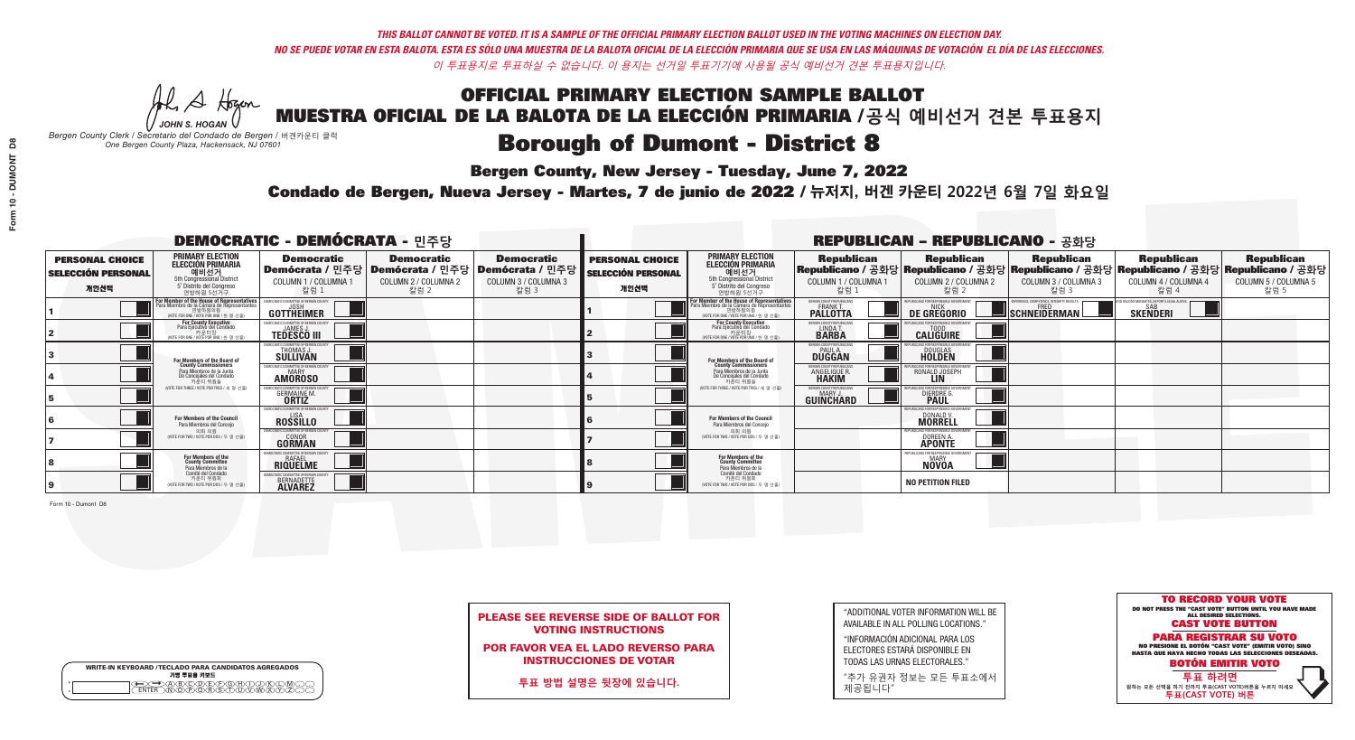*THIS BALLOT CANNOT BE VOTED. IT IS A SAMPLE OF THE OFFICIAL PRIMARY ELECTION BALLOT USED IN THE VOTING MACHINES ON ELECTION DAY.*
*NO SE PUEDE VOTAR EN ESTA BALOTA. ESTA ES SÓLO UNA MUESTRA DE LA BALOTA OFICIAL DE LA ELECCIÓN PRIMARIA QUE SE USA EN LAS MÁQUINAS DE VOTACIÓN EL DÍA DE LAS ELECCIONES.*
*이 투표용지로 투표하실 수 없습니다. 이 용지는 선거일 투표기기에 사용될 공식 예비선거 견본 투표용지입니다.*

JOHN S. HOGAN
*Bergen County Clerk / Secretario del Condado de Bergen / 버겐카운티 클럭*
*One Bergen County Plaza, Hackensack, NJ 07601*

# OFFICIAL PRIMARY ELECTION SAMPLE BALLOT
# MUESTRA OFICIAL DE LA BALOTA DE LA ELECCIÓN PRIMARIA /공식 예비선거 견본 투표용지
# Borough of Dumont - District 8

**Bergen County, New Jersey - Tuesday, June 7, 2022**
**Condado de Bergen, Nueva Jersey - Martes, 7 de junio de 2022 / 뉴저지, 버겐 카운티 2022년 6월 7일 화요일**

## DEMOCRATIC - DEMÓCRATA - 민주당

| PERSONAL CHOICE / SELECCIÓN PERSONAL / 개인선택 | PRIMARY ELECTION / ELECCIÓN PRIMARIA / 예비선거 | Democratic / Demócrata / 민주당 COLUMN 1 / COLUMNA 1 / 칼럼 1 | Democratic / Demócrata / 민주당 COLUMN 2 / COLUMNA 2 / 칼럼 2 | Democratic / Demócrata / 민주당 COLUMN 3 / COLUMNA 3 / 칼럼 3 |
|---|---|---|---|---|
| 1 | For Member of the House of Representatives / Para Miembro de la Cámara de Representantes / 연방하원의원 (5th Congressional District) (VOTE FOR ONE / VOTE POR UNO / 한 명 선출) | JOSH GOTTHEIMER | | |
| 2 | For County Executive / Para Ejecutivo del Condado / 카운티장 (VOTE FOR ONE / VOTE POR UNO / 한 명 선출) | JAMES J. TEDESCO III | | |
| 3 | For Members of the Board of County Commissioners / Para Miembros de la Junta De Concejales del Condado / 카운티 위원들 (VOTE FOR THREE / VOTE POR TRES / 세 명 선출) | THOMAS J. SULLIVAN | | |
| 4 | | MARY AMOROSO | | |
| 5 | | GERMAINE M. ORTIZ | | |
| 6 | For Members of the Council / Para Miembros del Concejo / 의회 의원 (VOTE FOR TWO / VOTE POR DOS / 두 명 선출) | LISA ROSSILLO | | |
| 7 | | CONOR GORMAN | | |
| 8 | For Members of the County Committee / Para Miembros de la Comité del Condado / 카운티 위원회 (VOTE FOR TWO / VOTE POR DOS / 두 명 선출) | RAFAEL RIQUELME | | |
| 9 | | BERNADETTE ALVAREZ | | |

## REPUBLICAN - REPUBLICANO - 공화당

| PERSONAL CHOICE / SELECCIÓN PERSONAL / 개인선택 | PRIMARY ELECTION / ELECCIÓN PRIMARIA / 예비선거 | Republican / Republicano / 공화당 COLUMN 1 / COLUMNA 1 / 칼럼 1 | Republican / Republicano / 공화당 COLUMN 2 / COLUMNA 2 / 칼럼 2 | Republican / Republicano / 공화당 COLUMN 3 / COLUMNA 3 / 칼럼 3 | Republican / Republicano / 공화당 COLUMN 4 / COLUMNA 4 / 칼럼 4 | Republican / Republicano / 공화당 COLUMN 5 / COLUMNA 5 / 칼럼 5 |
|---|---|---|---|---|---|---|
| 1 | For Member of the House of Representatives / Para Miembro de la Cámara de Representantes / 연방하원의원 (5th Congressional District) (VOTE FOR ONE / VOTE POR UNO / 한 명 선출) | FRANK T. PALLOTTA | NICK DE GREGORIO | FRED SCHNEIDERMAN | SAB SKENDERI | |
| 2 | For County Executive / Para Ejecutivo del Condado / 카운티장 (VOTE FOR ONE / VOTE POR UNO / 한 명 선출) | LINDA T. BARBA | TODD CALIGUIRE | | | |
| 3 | For Members of the Board of County Commissioners / Para Miembros de la Junta De Concejales del Condado / 카운티 위원들 (VOTE FOR THREE / VOTE POR TRES / 세 명 선출) | PAUL A. DUGGAN | DOUGLAS HOLDEN | | | |
| 4 | | ANGELIQUE R. HAKIM | RONALD JOSEPH LIN | | | |
| 5 | | MARY J. GUINCHARD | DIERDRE G. PAUL | | | |
| 6 | For Members of the Council / Para Miembros del Concejo / 의회 의원 (VOTE FOR TWO / VOTE POR DOS / 두 명 선출) | | DONALD V. MORRELL | | | |
| 7 | | | DOREEN A. APONTE | | | |
| 8 | For Members of the County Committee / Para Miembros de la Comité del Condado / 카운티 위원회 (VOTE FOR TWO / VOTE POR DOS / 두 명 선출) | | MARY NOVOA | | | |
| 9 | | | NO PETITION FILED | | | |

Form 10 - Dumont D8

**PLEASE SEE REVERSE SIDE OF BALLOT FOR VOTING INSTRUCTIONS**
**POR FAVOR VEA EL LADO REVERSO PARA INSTRUCCIONES DE VOTAR**
**투표 방법 설명은 뒷장에 있습니다.**

"ADDITIONAL VOTER INFORMATION WILL BE AVAILABLE IN ALL POLLING LOCATIONS."
"INFORMACIÓN ADICIONAL PARA LOS ELECTORES ESTARÁ DISPONIBLE EN TODAS LAS URNAS ELECTORALES."
"추가 유권자 정보는 모든 투표소에서 제공됩니다"

WRITE-IN KEYBOARD /TECLADO PARA CANDIDATOS AGREGADOS
기명 투표용 키보드

**TO RECORD YOUR VOTE**
DO NOT PRESS THE "CAST VOTE" BUTTON UNTIL YOU HAVE MADE ALL DESIRED SELECTIONS.
**CAST VOTE BUTTON**
**PARA REGISTRAR SU VOTO**
NO PRESIONE EL BOTÓN "CAST VOTE" (EMITIR VOTO) SINO HASTA QUE HAYA HECHO TODAS LAS SELECCIONES DESEADAS.
**BOTÓN EMITIR VOTO**
**투표 하려면**
원하는 모든 선택을 하기 전까지 투표(CAST VOTE)버튼을 누르지 마세요
**투표(CAST VOTE) 버튼**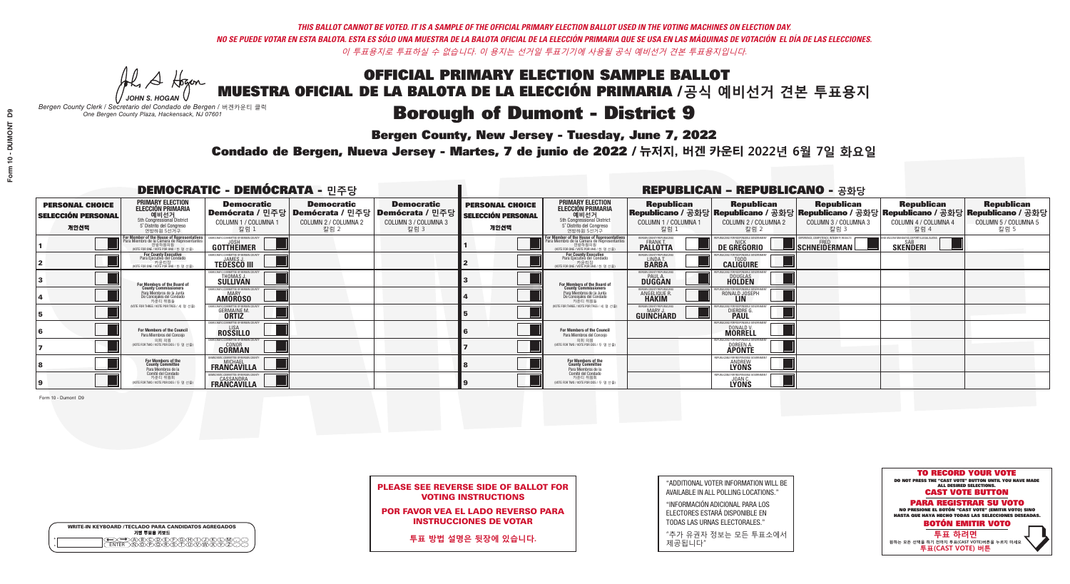*THIS BALLOT CANNOT BE VOTED. IT IS A SAMPLE OF THE OFFICIAL PRIMARY ELECTION BALLOT USED IN THE VOTING MACHINES ON ELECTION DAY.*
*NO SE PUEDE VOTAR EN ESTA BALOTA. ESTA ES SÓLO UNA MUESTRA DE LA BALOTA OFICIAL DE LA ELECCIÓN PRIMARIA QUE SE USA EN LAS MÁQUINAS DE VOTACIÓN EL DÍA DE LAS ELECCIONES.*
*이 투표용지로 투표하실 수 없습니다. 이 용지는 선거일 투표기기에 사용될 공식 예비선거 견본 투표용지입니다.*

JOHN S. HOGAN
*Bergen County Clerk / Secretario del Condado de Bergen / 버겐카운티 클럭*
*One Bergen County Plaza, Hackensack, NJ 07601*

# OFFICIAL PRIMARY ELECTION SAMPLE BALLOT
# MUESTRA OFICIAL DE LA BALOTA DE LA ELECCIÓN PRIMARIA /공식 예비선거 견본 투표용지
## Borough of Dumont - District 9
**Bergen County, New Jersey - Tuesday, June 7, 2022**
**Condado de Bergen, Nueva Jersey - Martes, 7 de junio de 2022 / 뉴저지, 버겐 카운티 2022년 6월 7일 화요일**

## DEMOCRATIC - DEMÓCRATA - 민주당

| PERSONAL CHOICE / SELECCIÓN PERSONAL / 개인선택 | PRIMARY ELECTION / ELECCIÓN PRIMARIA / 예비선거 (5th Congressional District / 5° Distrito del Congreso / 연방하원 5선거구) | Democratic / Demócrata / 민주당 COLUMN 1 / COLUMNA 1 / 칼럼 1 | Democratic / Demócrata / 민주당 COLUMN 2 / COLUMNA 2 / 칼럼 2 | Democratic / Demócrata / 민주당 COLUMN 3 / COLUMNA 3 / 칼럼 3 |
|---|---|---|---|---|
| 1 | For Member of the House of Representatives / Para Miembro de la Cámara de Representantes / 연방하원의원 (VOTE FOR ONE / VOTE POR UNO / 한 명 선출) | JOSH GOTTHEIMER | | |
| 2 | For County Executive / Para Ejecutivo del Condado / 카운티장 (VOTE FOR ONE / VOTE POR UNO / 한 명 선출) | JAMES J. TEDESCO III | | |
| 3 | For Members of the Board of County Commissioners / Para Miembros de la Junta De Concejales del Condado / 카운티 위원들 (VOTE FOR THREE / VOTE POR TRES / 세 명 선출) | THOMAS J. SULLIVAN | | |
| 4 | | MARY AMOROSO | | |
| 5 | | GERMAINE M. ORTIZ | | |
| 6 | For Members of the Council / Para Miembros del Concejo / 의회 의원 (VOTE FOR TWO / VOTE POR DOS / 두 명 선출) | LISA ROSSILLO | | |
| 7 | | CONOR GORMAN | | |
| 8 | For Members of the County Committee / Para Miembros de la Comité del Condado / 카운티 위원회 (VOTE FOR TWO / VOTE POR DOS / 두 명 선출) | MICHAEL FRANCAVILLA | | |
| 9 | | CASSANDRA FRANCAVILLA | | |

## REPUBLICAN - REPUBLICANO - 공화당

| PERSONAL CHOICE / SELECCIÓN PERSONAL / 개인선택 | PRIMARY ELECTION / ELECCIÓN PRIMARIA / 예비선거 (5th Congressional District / 5° Distrito del Congreso / 연방하원 5선거구) | Republican / Republicano / 공화당 COLUMN 1 / COLUMNA 1 / 칼럼 1 | Republican / Republicano / 공화당 COLUMN 2 / COLUMNA 2 / 칼럼 2 | Republican / Republicano / 공화당 COLUMN 3 / COLUMNA 3 / 칼럼 3 | Republican / Republicano / 공화당 COLUMN 4 / COLUMNA 4 / 칼럼 4 | Republican / Republicano / 공화당 COLUMN 5 / COLUMNA 5 / 칼럼 5 |
|---|---|---|---|---|---|---|
| 1 | For Member of the House of Representatives / Para Miembro de la Cámara de Representantes / 연방하원의원 (VOTE FOR ONE / VOTE POR UNO / 한 명 선출) | FRANK T. PALLOTTA | NICK DE GREGORIO | FRED SCHNEIDERMAN | SAB SKENDERI | |
| 2 | For County Executive / Para Ejecutivo del Condado / 카운티장 (VOTE FOR ONE / VOTE POR UNO / 한 명 선출) | LINDA T. BARBA | TODD CALIGUIRE | | | |
| 3 | For Members of the Board of County Commissioners / Para Miembros de la Junta De Concejales del Condado / 카운티 위원들 (VOTE FOR THREE / VOTE POR TRES / 세 명 선출) | PAUL A. DUGGAN | DOUGLAS HOLDEN | | | |
| 4 | | ANGELIQUE R. HAKIM | RONALD JOSEPH LIN | | | |
| 5 | | MARY J. GUINCHARD | DIERDRE G. PAUL | | | |
| 6 | For Members of the Council / Para Miembros del Concejo / 의회 의원 (VOTE FOR TWO / VOTE POR DOS / 두 명 선출) | | DONALD V. MORRELL | | | |
| 7 | | | DOREEN A. APONTE | | | |
| 8 | For Members of the County Committee / Para Miembros de la Comité del Condado / 카운티 위원회 (VOTE FOR TWO / VOTE POR DOS / 두 명 선출) | | ANDREW LYONS | | | |
| 9 | | | JOAN C. LYONS | | | |

Form 10 - Dumont D9

WRITE-IN KEYBOARD /TECLADO PARA CANDIDATOS AGREGADOS / 기명 투표용 키보드

**PLEASE SEE REVERSE SIDE OF BALLOT FOR VOTING INSTRUCTIONS**

**POR FAVOR VEA EL LADO REVERSO PARA INSTRUCCIONES DE VOTAR**

**투표 방법 설명은 뒷장에 있습니다.**

"ADDITIONAL VOTER INFORMATION WILL BE AVAILABLE IN ALL POLLING LOCATIONS."

"INFORMACIÓN ADICIONAL PARA LOS ELECTORES ESTARÁ DISPONIBLE EN TODAS LAS URNAS ELECTORALES."

"추가 유권자 정보는 모든 투표소에서 제공됩니다"

**TO RECORD YOUR VOTE**
DO NOT PRESS THE "CAST VOTE" BUTTON UNTIL YOU HAVE MADE ALL DESIRED SELECTIONS.
**CAST VOTE BUTTON**
**PARA REGISTRAR SU VOTO**
NO PRESIONE EL BOTÓN "CAST VOTE" (EMITIR VOTO) SINO HASTA QUE HAYA HECHO TODAS LAS SELECCIONES DESEADAS.
**BOTÓN EMITIR VOTO**
**투표 하려면**
원하는 모든 선택을 하기 전까지 투표(CAST VOTE)버튼을 누르지 마세요
**투표(CAST VOTE) 버튼**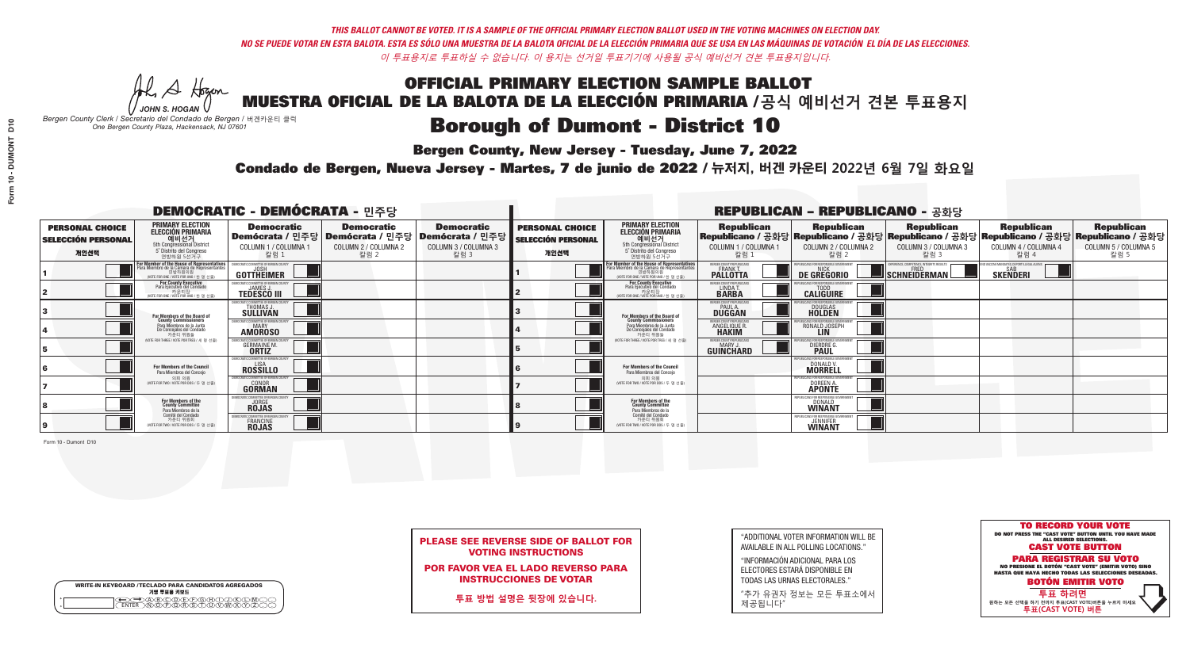*THIS BALLOT CANNOT BE VOTED. IT IS A SAMPLE OF THE OFFICIAL PRIMARY ELECTION BALLOT USED IN THE VOTING MACHINES ON ELECTION DAY.*
*NO SE PUEDE VOTAR EN ESTA BALOTA. ESTA ES SÓLO UNA MUESTRA DE LA BALOTA OFICIAL DE LA ELECCIÓN PRIMARIA QUE SE USA EN LAS MÁQUINAS DE VOTACIÓN EL DÍA DE LAS ELECCIONES.*
*이 투표용지로 투표하실 수 없습니다. 이 용지는 선거일 투표기기에 사용될 공식 예비선거 견본 투표용지입니다.*

JOHN S. HOGAN
*Bergen County Clerk / Secretario del Condado de Bergen /* 버겐카운티 클럭
*One Bergen County Plaza, Hackensack, NJ 07601*

# OFFICIAL PRIMARY ELECTION SAMPLE BALLOT
# MUESTRA OFICIAL DE LA BALOTA DE LA ELECCIÓN PRIMARIA /공식 예비선거 견본 투표용지

## Borough of Dumont - District 10

**Bergen County, New Jersey - Tuesday, June 7, 2022**

**Condado de Bergen, Nueva Jersey - Martes, 7 de junio de 2022 / 뉴저지, 버겐 카운티 2022년 6월 7일 화요일**

### DEMOCRATIC - DEMÓCRATA - 민주당

| PERSONAL CHOICE / SELECCIÓN PERSONAL / 개인선택 | PRIMARY ELECTION / ELECCIÓN PRIMARIA / 예비선거 (5th Congressional District / 5° Distrito del Congreso / 연방하원 5선거구) | Democratic / Demócrata / 민주당 COLUMN 1 / COLUMNA 1 / 칼럼 1 | Democratic / Demócrata / 민주당 COLUMN 2 / COLUMNA 2 / 칼럼 2 | Democratic / Demócrata / 민주당 COLUMN 3 / COLUMNA 3 / 칼럼 3 |
|---|---|---|---|---|
| 1 | For Member of the House of Representatives / Para Miembro de la Cámara de Representantes / 연방하원의원 (VOTE FOR ONE / VOTE POR UNO / 한 명 선출) | JOSH GOTTHEIMER | | |
| 2 | For County Executive / Para Ejecutivo del Condado / 카운티장 (VOTE FOR ONE / VOTE POR UNO / 한 명 선출) | JAMES J. TEDESCO III | | |
| 3 | For Members of the Board of County Commissioners / Para Miembros de la Junta De Concejales del Condado / 카운티 위원들 (VOTE FOR THREE / VOTE POR TRES / 세 명 선출) | THOMAS J. SULLIVAN | | |
| 4 | | MARY AMOROSO | | |
| 5 | | GERMAINE M. ORTIZ | | |
| 6 | For Members of the Council / Para Miembros del Concejo / 의회 의원 (VOTE FOR TWO / VOTE POR DOS / 두 명 선출) | LISA ROSSILLO | | |
| 7 | | CONOR GORMAN | | |
| 8 | For Members of the County Committee / Para Miembros de la Comité del Condado / 카운티 위원회 (VOTE FOR TWO / VOTE POR DOS / 두 명 선출) | JORGE ROJAS | | |
| 9 | | FRANCINE ROJAS | | |

### REPUBLICAN - REPUBLICANO - 공화당

| PERSONAL CHOICE / SELECCIÓN PERSONAL / 개인선택 | PRIMARY ELECTION / ELECCIÓN PRIMARIA / 예비선거 (5th Congressional District / 5° Distrito del Congreso / 연방하원 5선거구) | Republican / Republicano / 공화당 COLUMN 1 / COLUMNA 1 / 칼럼 1 | Republican / Republicano / 공화당 COLUMN 2 / COLUMNA 2 / 칼럼 2 | Republican / Republicano / 공화당 COLUMN 3 / COLUMNA 3 / 칼럼 3 | Republican / Republicano / 공화당 COLUMN 4 / COLUMNA 4 / 칼럼 4 | Republican / Republicano / 공화당 COLUMN 5 / COLUMNA 5 / 칼럼 5 |
|---|---|---|---|---|---|---|
| 1 | For Member of the House of Representatives / Para Miembro de la Cámara de Representantes / 연방하원의원 (VOTE FOR ONE / VOTE POR UNO / 한 명 선출) | FRANK T. PALLOTTA | NICK DE GREGORIO | FRED SCHNEIDERMAN | SAB SKENDERI | |
| 2 | For County Executive / Para Ejecutivo del Condado / 카운티장 (VOTE FOR ONE / VOTE POR UNO / 한 명 선출) | LINDA T. BARBA | TODD CALIGUIRE | | | |
| 3 | For Members of the Board of County Commissioners / Para Miembros de la Junta De Concejales del Condado / 카운티 위원들 (VOTE FOR THREE / VOTE POR TRES / 세 명 선출) | PAUL A. DUGGAN | DOUGLAS HOLDEN | | | |
| 4 | | ANGELIQUE R. HAKIM | RONALD JOSEPH LIN | | | |
| 5 | | MARY J. GUINCHARD | DIERDRE G. PAUL | | | |
| 6 | For Members of the Council / Para Miembros del Concejo / 의회 의원 (VOTE FOR TWO / VOTE POR DOS / 두 명 선출) | | DONALD V. MORRELL | | | |
| 7 | | | DOREEN A. APONTE | | | |
| 8 | For Members of the County Committee / Para Miembros de la Comité del Condado / 카운티 위원회 (VOTE FOR TWO / VOTE POR DOS / 두 명 선출) | | DONALD WINANT | | | |
| 9 | | | JENNIFER WINANT | | | |

Form 10 - Dumont D10

**PLEASE SEE REVERSE SIDE OF BALLOT FOR VOTING INSTRUCTIONS**

**POR FAVOR VEA EL LADO REVERSO PARA INSTRUCCIONES DE VOTAR**

**투표 방법 설명은 뒷장에 있습니다.**

"ADDITIONAL VOTER INFORMATION WILL BE AVAILABLE IN ALL POLLING LOCATIONS."

"INFORMACIÓN ADICIONAL PARA LOS ELECTORES ESTARÁ DISPONIBLE EN TODAS LAS URNAS ELECTORALES."

"추가 유권자 정보는 모든 투표소에서 제공됩니다"

**TO RECORD YOUR VOTE**
DO NOT PRESS THE "CAST VOTE" BUTTON UNTIL YOU HAVE MADE ALL DESIRED SELECTIONS.
**CAST VOTE BUTTON**

**PARA REGISTRAR SU VOTO**
NO PRESIONE EL BOTÓN "CAST VOTE" (EMITIR VOTO) SINO HASTA QUE HAYA HECHO TODAS LAS SELECCIONES DESEADAS.
**BOTÓN EMITIR VOTO**

**투표 하려면**
원하는 모든 선택을 하기 전까지 투표(CAST VOTE)버튼을 누르지 마세요
**투표(CAST VOTE) 버튼**

WRITE-IN KEYBOARD /TECLADO PARA CANDIDATOS AGREGADOS
기명 투표용 키보드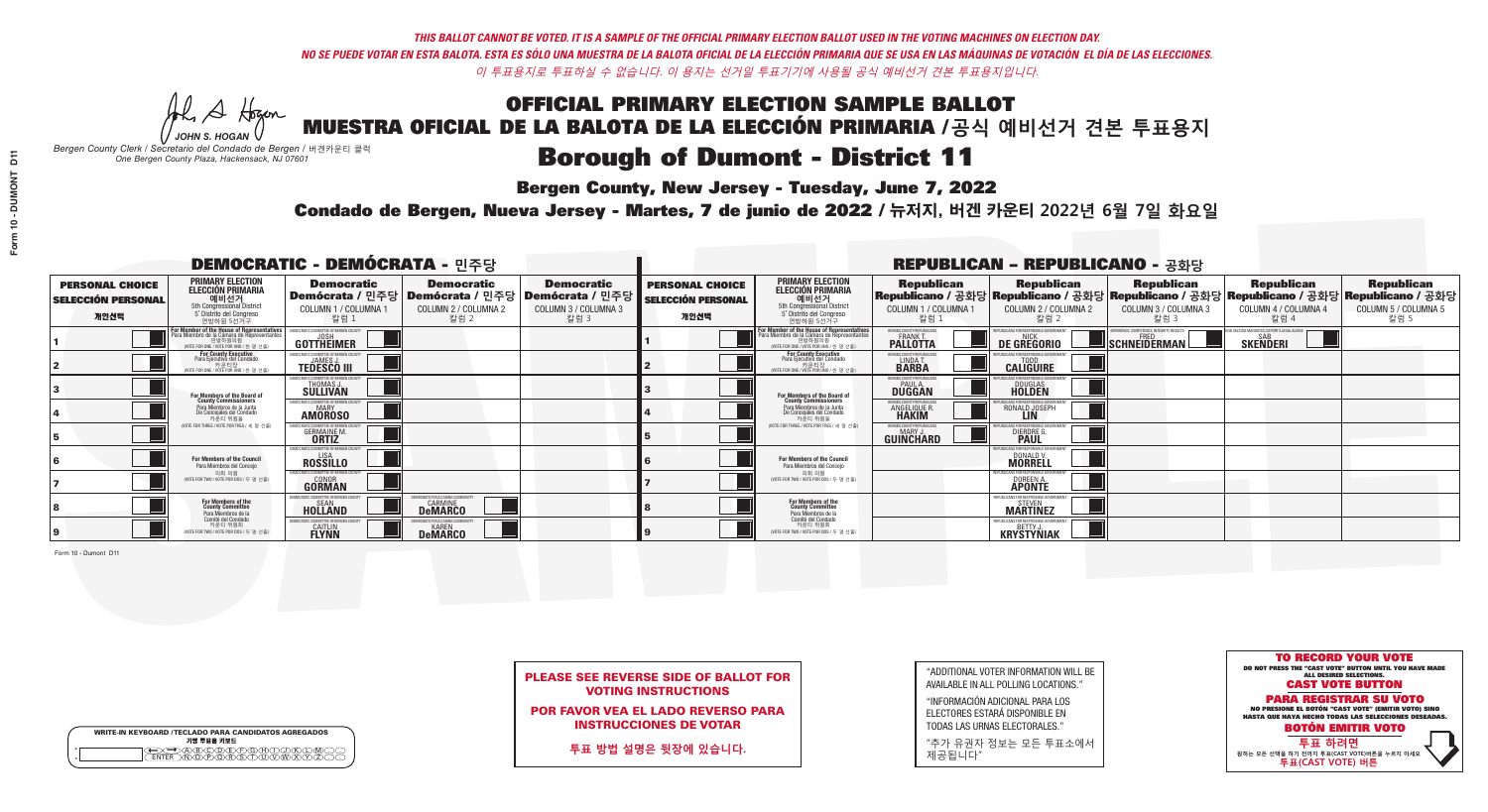*THIS BALLOT CANNOT BE VOTED. IT IS A SAMPLE OF THE OFFICIAL PRIMARY ELECTION BALLOT USED IN THE VOTING MACHINES ON ELECTION DAY.*
*NO SE PUEDE VOTAR EN ESTA BALOTA. ESTA ES SÓLO UNA MUESTRA DE LA BALOTA OFICIAL DE LA ELECCIÓN PRIMARIA QUE SE USA EN LAS MÁQUINAS DE VOTACIÓN EL DÍA DE LAS ELECCIONES.*
*이 투표용지로 투표하실 수 없습니다. 이 용지는 선거일 투표기기에 사용될 공식 예비선거 견본 투표용지입니다.*

JOHN S. HOGAN
*Bergen County Clerk / Secretario del Condado de Bergen / 버겐카운티 클럭*
*One Bergen County Plaza, Hackensack, NJ 07601*

# OFFICIAL PRIMARY ELECTION SAMPLE BALLOT
# MUESTRA OFICIAL DE LA BALOTA DE LA ELECCIÓN PRIMARIA / 공식 예비선거 견본 투표용지

## Borough of Dumont - District 11

**Bergen County, New Jersey - Tuesday, June 7, 2022**

**Condado de Bergen, Nueva Jersey - Martes, 7 de junio de 2022 / 뉴저지, 버겐 카운티 2022년 6월 7일 화요일**

### DEMOCRATIC - DEMÓCRATA - 민주당

| PERSONAL CHOICE / SELECCIÓN PERSONAL / 개인선택 | PRIMARY ELECTION / ELECCIÓN PRIMARIA / 예비선거 (5th Congressional District / 5° Distrito del Congreso / 연방하원 5선거구) | Democratic / Demócrata / 민주당 COLUMN 1 / COLUMNA 1 / 칼럼 1 | Democratic / Demócrata / 민주당 COLUMN 2 / COLUMNA 2 / 칼럼 2 | Democratic / Demócrata / 민주당 COLUMN 3 / COLUMNA 3 / 칼럼 3 |
|---|---|---|---|---|
| 1 | For Member of the House of Representatives / Para Miembro de la Cámara de Representantes / 연방하원의원 (VOTE FOR ONE / VOTE POR UNO / 한 명 선출) | JOSH GOTTHEIMER | | |
| 2 | For County Executive / Para Ejecutivo del Condado / 카운티장 (VOTE FOR ONE / VOTE POR UNO / 한 명 선출) | JAMES J. TEDESCO III | | |
| 3 | For Members of the Board of County Commissioners / Para Miembros de la Junta De Concejales del Condado / 카운티 위원들 (VOTE FOR THREE / VOTE POR TRES / 세 명 선출) | THOMAS J. SULLIVAN | | |
| 4 | | MARY AMOROSO | | |
| 5 | | GERMAINE M. ORTIZ | | |
| 6 | For Members of the Council / Para Miembros del Concejo / 의회 의원 (VOTE FOR TWO / VOTE POR DOS / 두 명 선출) | LISA ROSSILLO | | |
| 7 | | CONOR GORMAN | | |
| 8 | For Members of the County Committee / Para Miembros de la Comité del Condado / 카운티 위원회 (VOTE FOR TWO / VOTE POR DOS / 두 명 선출) | SEAN HOLLAND | CARMINE DeMARCO | |
| 9 | | CAITLIN FLYNN | KAREN DeMARCO | |

### REPUBLICAN - REPUBLICANO - 공화당

| PERSONAL CHOICE / SELECCIÓN PERSONAL / 개인선택 | PRIMARY ELECTION / ELECCIÓN PRIMARIA / 예비선거 (5th Congressional District / 5° Distrito del Congreso / 연방하원 5선거구) | Republican / Republicano / 공화당 COLUMN 1 / COLUMNA 1 / 칼럼 1 | Republican / Republicano / 공화당 COLUMN 2 / COLUMNA 2 / 칼럼 2 | Republican / Republicano / 공화당 COLUMN 3 / COLUMNA 3 / 칼럼 3 | Republican / Republicano / 공화당 COLUMN 4 / COLUMNA 4 / 칼럼 4 | Republican / Republicano / 공화당 COLUMN 5 / COLUMNA 5 / 칼럼 5 |
|---|---|---|---|---|---|---|
| 1 | For Member of the House of Representatives / Para Miembro de la Cámara de Representantes / 연방하원의원 (VOTE FOR ONE / VOTE POR UNO / 한 명 선출) | FRANK T. PALLOTTA | NICK DE GREGORIO | FRED SCHNEIDERMAN | SAB SKENDERI | |
| 2 | For County Executive / Para Ejecutivo del Condado / 카운티장 (VOTE FOR ONE / VOTE POR UNO / 한 명 선출) | LINDA T. BARBA | TODD CALIGUIRE | | | |
| 3 | For Members of the Board of County Commissioners / Para Miembros de la Junta De Concejales del Condado / 카운티 위원들 (VOTE FOR THREE / VOTE POR TRES / 세 명 선출) | PAUL A. DUGGAN | DOUGLAS HOLDEN | | | |
| 4 | | ANGELIQUE R. HAKIM | RONALD JOSEPH LIN | | | |
| 5 | | MARY J. GUINCHARD | DIERDRE G. PAUL | | | |
| 6 | For Members of the Council / Para Miembros del Concejo / 의회 의원 (VOTE FOR TWO / VOTE POR DOS / 두 명 선출) | | DONALD V. MORRELL | | | |
| 7 | | | DOREEN A. APONTE | | | |
| 8 | For Members of the County Committee / Para Miembros de la Comité del Condado / 카운티 위원회 (VOTE FOR TWO / VOTE POR DOS / 두 명 선출) | | STEVEN MARTINEZ | | | |
| 9 | | | BETTY J. KRYSTYNIAK | | | |

Form 10 - Dumont D11

**PLEASE SEE REVERSE SIDE OF BALLOT FOR VOTING INSTRUCTIONS**

**POR FAVOR VEA EL LADO REVERSO PARA INSTRUCCIONES DE VOTAR**

**투표 방법 설명은 뒷장에 있습니다.**

"ADDITIONAL VOTER INFORMATION WILL BE AVAILABLE IN ALL POLLING LOCATIONS."

"INFORMACIÓN ADICIONAL PARA LOS ELECTORES ESTARÁ DISPONIBLE EN TODAS LAS URNAS ELECTORALES."

"추가 유권자 정보는 모든 투표소에서 제공됩니다"

WRITE-IN KEYBOARD /TECLADO PARA CANDIDATOS AGREGADOS
기명 투표용 키보드

**TO RECORD YOUR VOTE**
DO NOT PRESS THE "CAST VOTE" BUTTON UNTIL YOU HAVE MADE ALL DESIRED SELECTIONS.
**CAST VOTE BUTTON**
**PARA REGISTRAR SU VOTO**
NO PRESIONE EL BOTÓN "CAST VOTE" (EMITIR VOTO) SINO HASTA QUE HAYA HECHO TODAS LAS SELECCIONES DESEADAS.
**BOTÓN EMITIR VOTO**
**투표 하려면**
원하는 모든 선택을 하기 전까지 투표(CAST VOTE)버튼을 누르지 마세요
**투표(CAST VOTE) 버튼**